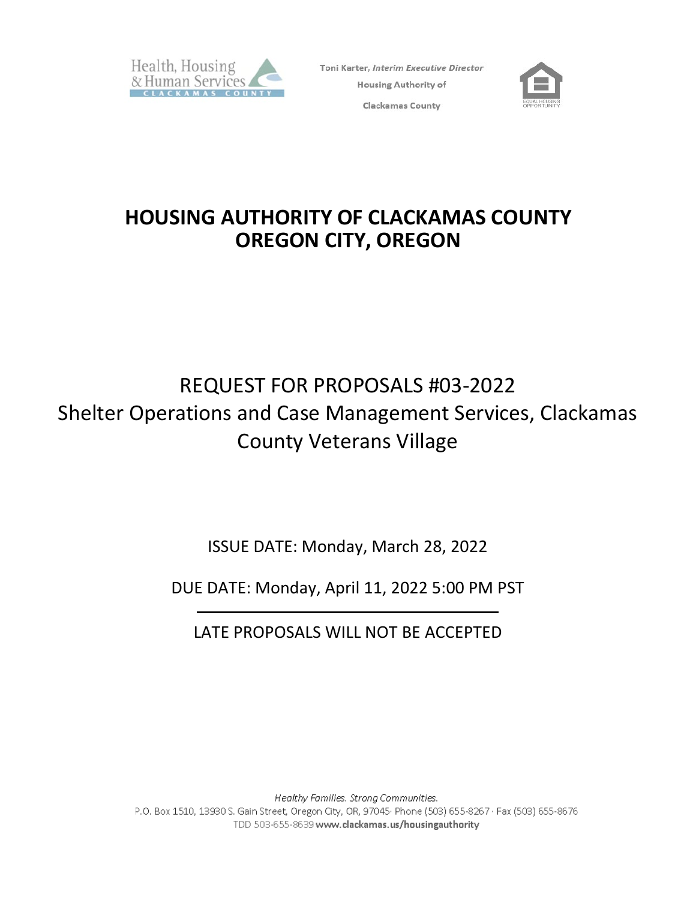Health, Housing & Human Services
CLACKAMAS COUNTY

Toni Karter, *Interim Executive Director*
Housing Authority of
Clackamas County

# HOUSING AUTHORITY OF CLACKAMAS COUNTY
# OREGON CITY, OREGON

## REQUEST FOR PROPOSALS #03-2022
## Shelter Operations and Case Management Services, Clackamas County Veterans Village

ISSUE DATE: Monday, March 28, 2022

DUE DATE: Monday, April 11, 2022 5:00 PM PST

---

LATE PROPOSALS WILL NOT BE ACCEPTED

*Healthy Families. Strong Communities.*
P.O. Box 1510, 13930 S. Gain Street, Oregon City, OR, 97045· Phone (503) 655-8267 · Fax (503) 655-8676
TDD 503-655-8639 **www.clackamas.us/housingauthority**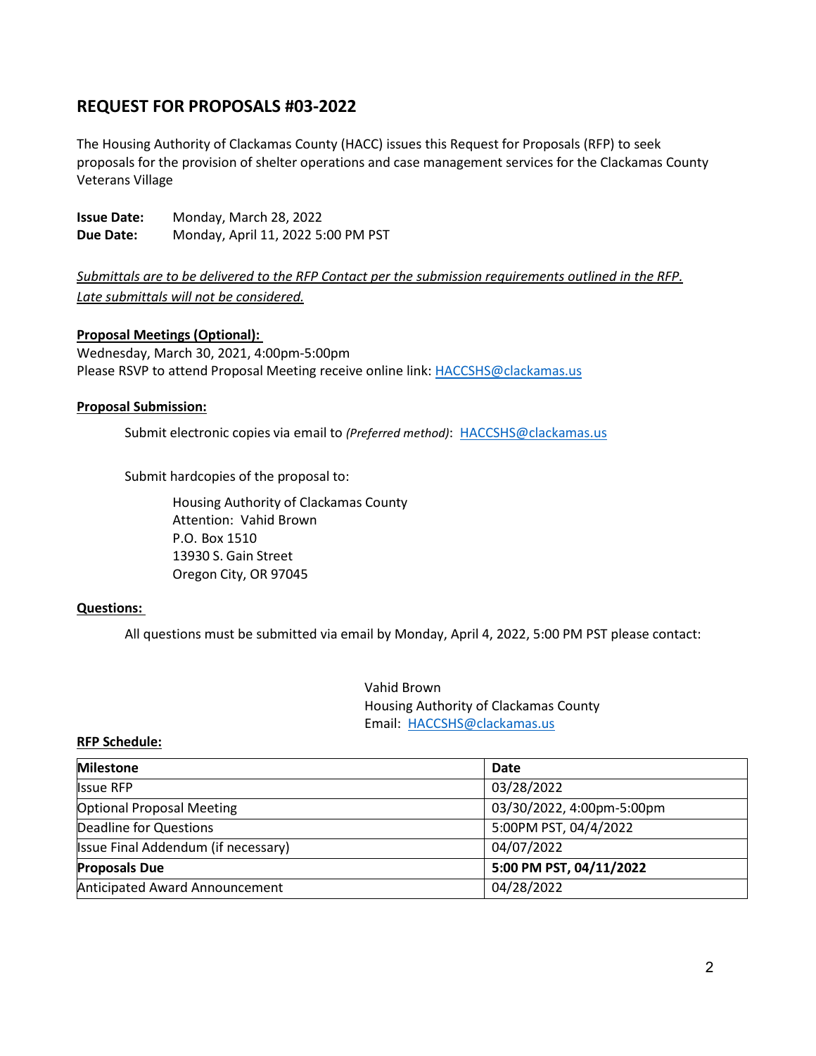## REQUEST FOR PROPOSALS #03-2022

The Housing Authority of Clackamas County (HACC) issues this Request for Proposals (RFP) to seek proposals for the provision of shelter operations and case management services for the Clackamas County Veterans Village

**Issue Date:** Monday, March 28, 2022
**Due Date:** Monday, April 11, 2022 5:00 PM PST

*Submittals are to be delivered to the RFP Contact per the submission requirements outlined in the RFP. Late submittals will not be considered.*

**Proposal Meetings (Optional):**
Wednesday, March 30, 2021, 4:00pm-5:00pm
Please RSVP to attend Proposal Meeting receive online link: HACCSHS@clackamas.us

**Proposal Submission:**

Submit electronic copies via email to *(Preferred method)*: HACCSHS@clackamas.us

Submit hardcopies of the proposal to:

Housing Authority of Clackamas County
Attention: Vahid Brown
P.O. Box 1510
13930 S. Gain Street
Oregon City, OR 97045

**Questions:**

All questions must be submitted via email by Monday, April 4, 2022, 5:00 PM PST please contact:

Vahid Brown
Housing Authority of Clackamas County
Email: HACCSHS@clackamas.us

**RFP Schedule:**

| Milestone | Date |
|---|---|
| Issue RFP | 03/28/2022 |
| Optional Proposal Meeting | 03/30/2022, 4:00pm-5:00pm |
| Deadline for Questions | 5:00PM PST, 04/4/2022 |
| Issue Final Addendum (if necessary) | 04/07/2022 |
| **Proposals Due** | **5:00 PM PST, 04/11/2022** |
| Anticipated Award Announcement | 04/28/2022 |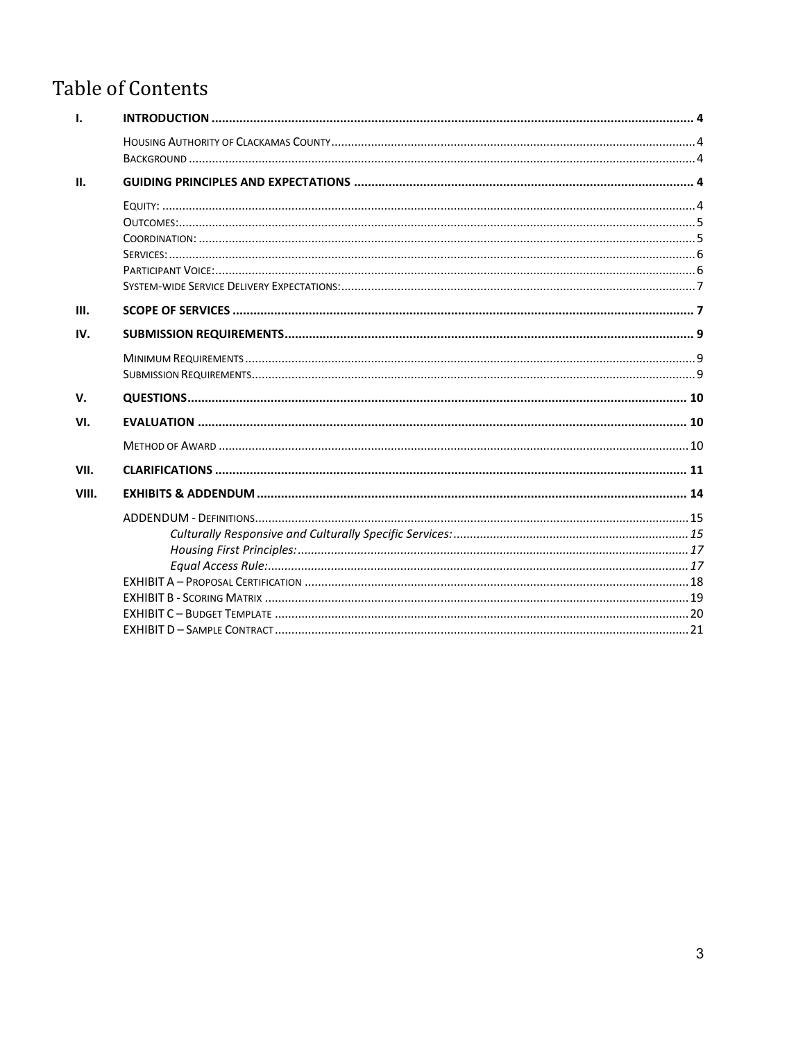# Table of Contents

| | | |
|---|---|---|
| **I.** | **INTRODUCTION** | **4** |
| | Housing Authority of Clackamas County | 4 |
| | Background | 4 |
| **II.** | **GUIDING PRINCIPLES AND EXPECTATIONS** | **4** |
| | Equity: | 4 |
| | Outcomes: | 5 |
| | Coordination: | 5 |
| | Services: | 6 |
| | Participant Voice: | 6 |
| | System-wide Service Delivery Expectations: | 7 |
| **III.** | **SCOPE OF SERVICES** | **7** |
| **IV.** | **SUBMISSION REQUIREMENTS** | **9** |
| | Minimum Requirements | 9 |
| | Submission Requirements | 9 |
| **V.** | **QUESTIONS** | **10** |
| **VI.** | **EVALUATION** | **10** |
| | Method of Award | 10 |
| **VII.** | **CLARIFICATIONS** | **11** |
| **VIII.** | **EXHIBITS & ADDENDUM** | **14** |
| | ADDENDUM - Definitions | 15 |
| | *Culturally Responsive and Culturally Specific Services:* | *15* |
| | *Housing First Principles:* | *17* |
| | *Equal Access Rule:* | *17* |
| | EXHIBIT A – Proposal Certification | 18 |
| | EXHIBIT B - Scoring Matrix | 19 |
| | EXHIBIT C – Budget Template | 20 |
| | EXHIBIT D – Sample Contract | 21 |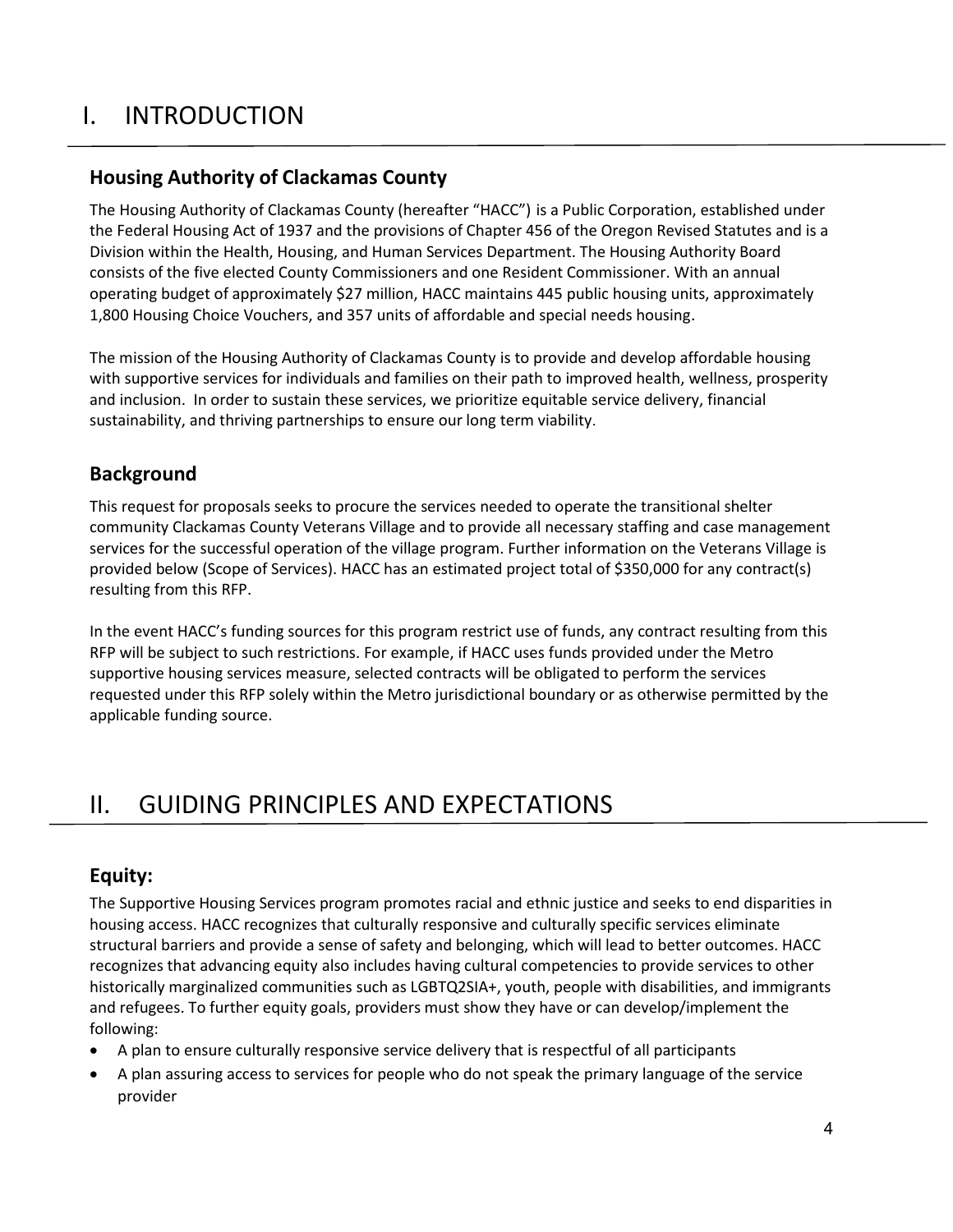# I. INTRODUCTION

## Housing Authority of Clackamas County

The Housing Authority of Clackamas County (hereafter "HACC") is a Public Corporation, established under the Federal Housing Act of 1937 and the provisions of Chapter 456 of the Oregon Revised Statutes and is a Division within the Health, Housing, and Human Services Department. The Housing Authority Board consists of the five elected County Commissioners and one Resident Commissioner. With an annual operating budget of approximately $27 million, HACC maintains 445 public housing units, approximately 1,800 Housing Choice Vouchers, and 357 units of affordable and special needs housing.

The mission of the Housing Authority of Clackamas County is to provide and develop affordable housing with supportive services for individuals and families on their path to improved health, wellness, prosperity and inclusion. In order to sustain these services, we prioritize equitable service delivery, financial sustainability, and thriving partnerships to ensure our long term viability.

## Background

This request for proposals seeks to procure the services needed to operate the transitional shelter community Clackamas County Veterans Village and to provide all necessary staffing and case management services for the successful operation of the village program. Further information on the Veterans Village is provided below (Scope of Services). HACC has an estimated project total of $350,000 for any contract(s) resulting from this RFP.

In the event HACC's funding sources for this program restrict use of funds, any contract resulting from this RFP will be subject to such restrictions. For example, if HACC uses funds provided under the Metro supportive housing services measure, selected contracts will be obligated to perform the services requested under this RFP solely within the Metro jurisdictional boundary or as otherwise permitted by the applicable funding source.

# II. GUIDING PRINCIPLES AND EXPECTATIONS

## Equity:

The Supportive Housing Services program promotes racial and ethnic justice and seeks to end disparities in housing access. HACC recognizes that culturally responsive and culturally specific services eliminate structural barriers and provide a sense of safety and belonging, which will lead to better outcomes. HACC recognizes that advancing equity also includes having cultural competencies to provide services to other historically marginalized communities such as LGBTQ2SIA+, youth, people with disabilities, and immigrants and refugees. To further equity goals, providers must show they have or can develop/implement the following:

- A plan to ensure culturally responsive service delivery that is respectful of all participants
- A plan assuring access to services for people who do not speak the primary language of the service provider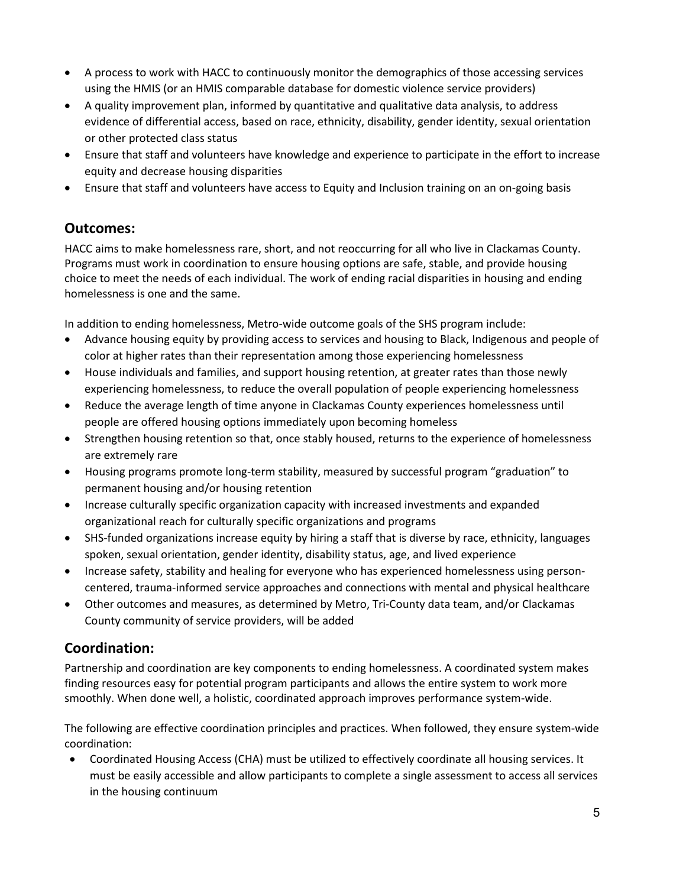- A process to work with HACC to continuously monitor the demographics of those accessing services using the HMIS (or an HMIS comparable database for domestic violence service providers)
- A quality improvement plan, informed by quantitative and qualitative data analysis, to address evidence of differential access, based on race, ethnicity, disability, gender identity, sexual orientation or other protected class status
- Ensure that staff and volunteers have knowledge and experience to participate in the effort to increase equity and decrease housing disparities
- Ensure that staff and volunteers have access to Equity and Inclusion training on an on-going basis

## Outcomes:

HACC aims to make homelessness rare, short, and not reoccurring for all who live in Clackamas County. Programs must work in coordination to ensure housing options are safe, stable, and provide housing choice to meet the needs of each individual. The work of ending racial disparities in housing and ending homelessness is one and the same.

In addition to ending homelessness, Metro-wide outcome goals of the SHS program include:

- Advance housing equity by providing access to services and housing to Black, Indigenous and people of color at higher rates than their representation among those experiencing homelessness
- House individuals and families, and support housing retention, at greater rates than those newly experiencing homelessness, to reduce the overall population of people experiencing homelessness
- Reduce the average length of time anyone in Clackamas County experiences homelessness until people are offered housing options immediately upon becoming homeless
- Strengthen housing retention so that, once stably housed, returns to the experience of homelessness are extremely rare
- Housing programs promote long-term stability, measured by successful program "graduation" to permanent housing and/or housing retention
- Increase culturally specific organization capacity with increased investments and expanded organizational reach for culturally specific organizations and programs
- SHS-funded organizations increase equity by hiring a staff that is diverse by race, ethnicity, languages spoken, sexual orientation, gender identity, disability status, age, and lived experience
- Increase safety, stability and healing for everyone who has experienced homelessness using person-centered, trauma-informed service approaches and connections with mental and physical healthcare
- Other outcomes and measures, as determined by Metro, Tri-County data team, and/or Clackamas County community of service providers, will be added

## Coordination:

Partnership and coordination are key components to ending homelessness. A coordinated system makes finding resources easy for potential program participants and allows the entire system to work more smoothly. When done well, a holistic, coordinated approach improves performance system-wide.

The following are effective coordination principles and practices. When followed, they ensure system-wide coordination:

- Coordinated Housing Access (CHA) must be utilized to effectively coordinate all housing services. It must be easily accessible and allow participants to complete a single assessment to access all services in the housing continuum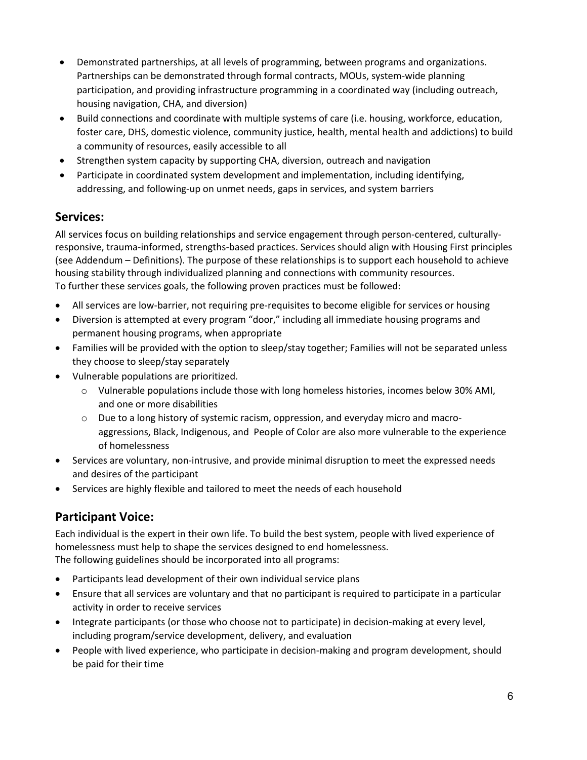- Demonstrated partnerships, at all levels of programming, between programs and organizations. Partnerships can be demonstrated through formal contracts, MOUs, system-wide planning participation, and providing infrastructure programming in a coordinated way (including outreach, housing navigation, CHA, and diversion)
- Build connections and coordinate with multiple systems of care (i.e. housing, workforce, education, foster care, DHS, domestic violence, community justice, health, mental health and addictions) to build a community of resources, easily accessible to all
- Strengthen system capacity by supporting CHA, diversion, outreach and navigation
- Participate in coordinated system development and implementation, including identifying, addressing, and following-up on unmet needs, gaps in services, and system barriers

## Services:

All services focus on building relationships and service engagement through person-centered, culturally-responsive, trauma-informed, strengths-based practices. Services should align with Housing First principles (see Addendum – Definitions). The purpose of these relationships is to support each household to achieve housing stability through individualized planning and connections with community resources.
To further these services goals, the following proven practices must be followed:

- All services are low-barrier, not requiring pre-requisites to become eligible for services or housing
- Diversion is attempted at every program "door," including all immediate housing programs and permanent housing programs, when appropriate
- Families will be provided with the option to sleep/stay together; Families will not be separated unless they choose to sleep/stay separately
- Vulnerable populations are prioritized.
    - Vulnerable populations include those with long homeless histories, incomes below 30% AMI, and one or more disabilities
    - Due to a long history of systemic racism, oppression, and everyday micro and macro-aggressions, Black, Indigenous, and People of Color are also more vulnerable to the experience of homelessness
- Services are voluntary, non-intrusive, and provide minimal disruption to meet the expressed needs and desires of the participant
- Services are highly flexible and tailored to meet the needs of each household

## Participant Voice:

Each individual is the expert in their own life. To build the best system, people with lived experience of homelessness must help to shape the services designed to end homelessness.
The following guidelines should be incorporated into all programs:

- Participants lead development of their own individual service plans
- Ensure that all services are voluntary and that no participant is required to participate in a particular activity in order to receive services
- Integrate participants (or those who choose not to participate) in decision-making at every level, including program/service development, delivery, and evaluation
- People with lived experience, who participate in decision-making and program development, should be paid for their time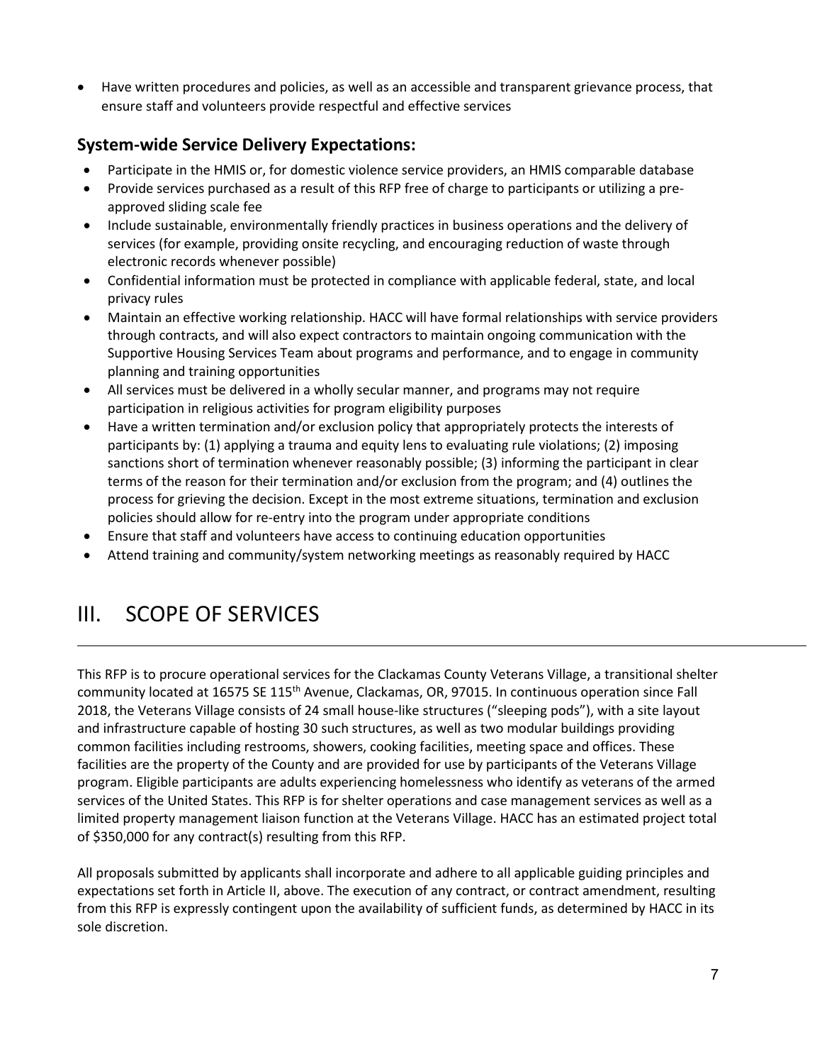- Have written procedures and policies, as well as an accessible and transparent grievance process, that ensure staff and volunteers provide respectful and effective services

### System-wide Service Delivery Expectations:

- Participate in the HMIS or, for domestic violence service providers, an HMIS comparable database
- Provide services purchased as a result of this RFP free of charge to participants or utilizing a pre-approved sliding scale fee
- Include sustainable, environmentally friendly practices in business operations and the delivery of services (for example, providing onsite recycling, and encouraging reduction of waste through electronic records whenever possible)
- Confidential information must be protected in compliance with applicable federal, state, and local privacy rules
- Maintain an effective working relationship. HACC will have formal relationships with service providers through contracts, and will also expect contractors to maintain ongoing communication with the Supportive Housing Services Team about programs and performance, and to engage in community planning and training opportunities
- All services must be delivered in a wholly secular manner, and programs may not require participation in religious activities for program eligibility purposes
- Have a written termination and/or exclusion policy that appropriately protects the interests of participants by: (1) applying a trauma and equity lens to evaluating rule violations; (2) imposing sanctions short of termination whenever reasonably possible; (3) informing the participant in clear terms of the reason for their termination and/or exclusion from the program; and (4) outlines the process for grieving the decision. Except in the most extreme situations, termination and exclusion policies should allow for re-entry into the program under appropriate conditions
- Ensure that staff and volunteers have access to continuing education opportunities
- Attend training and community/system networking meetings as reasonably required by HACC

# III. SCOPE OF SERVICES

This RFP is to procure operational services for the Clackamas County Veterans Village, a transitional shelter community located at 16575 SE 115th Avenue, Clackamas, OR, 97015. In continuous operation since Fall 2018, the Veterans Village consists of 24 small house-like structures ("sleeping pods"), with a site layout and infrastructure capable of hosting 30 such structures, as well as two modular buildings providing common facilities including restrooms, showers, cooking facilities, meeting space and offices. These facilities are the property of the County and are provided for use by participants of the Veterans Village program. Eligible participants are adults experiencing homelessness who identify as veterans of the armed services of the United States. This RFP is for shelter operations and case management services as well as a limited property management liaison function at the Veterans Village. HACC has an estimated project total of $350,000 for any contract(s) resulting from this RFP.

All proposals submitted by applicants shall incorporate and adhere to all applicable guiding principles and expectations set forth in Article II, above. The execution of any contract, or contract amendment, resulting from this RFP is expressly contingent upon the availability of sufficient funds, as determined by HACC in its sole discretion.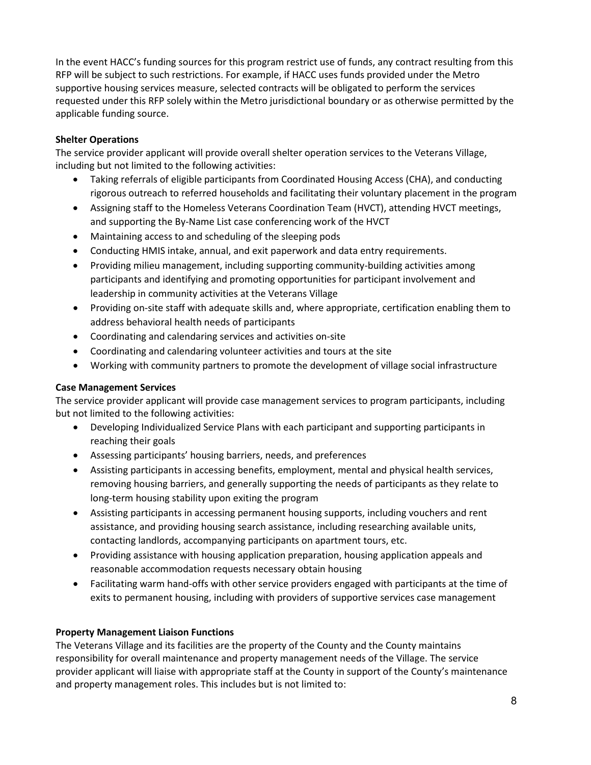In the event HACC's funding sources for this program restrict use of funds, any contract resulting from this RFP will be subject to such restrictions. For example, if HACC uses funds provided under the Metro supportive housing services measure, selected contracts will be obligated to perform the services requested under this RFP solely within the Metro jurisdictional boundary or as otherwise permitted by the applicable funding source.

**Shelter Operations**

The service provider applicant will provide overall shelter operation services to the Veterans Village, including but not limited to the following activities:

- Taking referrals of eligible participants from Coordinated Housing Access (CHA), and conducting rigorous outreach to referred households and facilitating their voluntary placement in the program
- Assigning staff to the Homeless Veterans Coordination Team (HVCT), attending HVCT meetings, and supporting the By-Name List case conferencing work of the HVCT
- Maintaining access to and scheduling of the sleeping pods
- Conducting HMIS intake, annual, and exit paperwork and data entry requirements.
- Providing milieu management, including supporting community-building activities among participants and identifying and promoting opportunities for participant involvement and leadership in community activities at the Veterans Village
- Providing on-site staff with adequate skills and, where appropriate, certification enabling them to address behavioral health needs of participants
- Coordinating and calendaring services and activities on-site
- Coordinating and calendaring volunteer activities and tours at the site
- Working with community partners to promote the development of village social infrastructure

**Case Management Services**

The service provider applicant will provide case management services to program participants, including but not limited to the following activities:

- Developing Individualized Service Plans with each participant and supporting participants in reaching their goals
- Assessing participants' housing barriers, needs, and preferences
- Assisting participants in accessing benefits, employment, mental and physical health services, removing housing barriers, and generally supporting the needs of participants as they relate to long-term housing stability upon exiting the program
- Assisting participants in accessing permanent housing supports, including vouchers and rent assistance, and providing housing search assistance, including researching available units, contacting landlords, accompanying participants on apartment tours, etc.
- Providing assistance with housing application preparation, housing application appeals and reasonable accommodation requests necessary obtain housing
- Facilitating warm hand-offs with other service providers engaged with participants at the time of exits to permanent housing, including with providers of supportive services case management

**Property Management Liaison Functions**

The Veterans Village and its facilities are the property of the County and the County maintains responsibility for overall maintenance and property management needs of the Village. The service provider applicant will liaise with appropriate staff at the County in support of the County's maintenance and property management roles. This includes but is not limited to: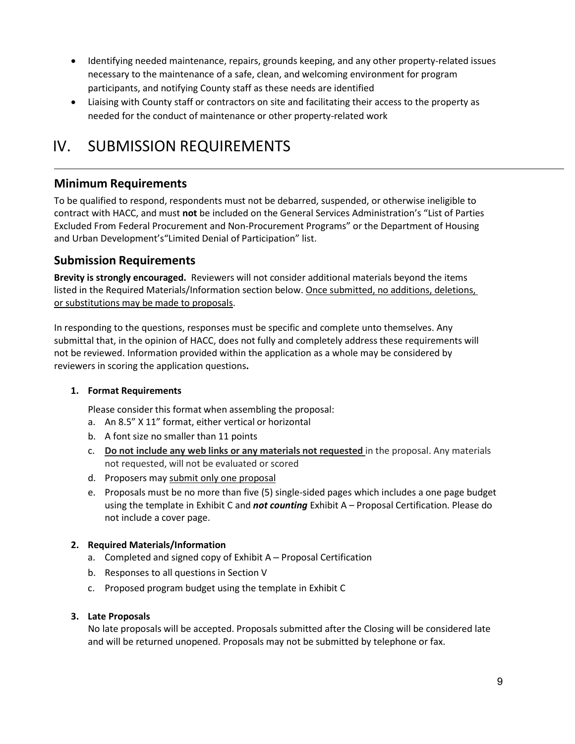- Identifying needed maintenance, repairs, grounds keeping, and any other property-related issues necessary to the maintenance of a safe, clean, and welcoming environment for program participants, and notifying County staff as these needs are identified
- Liaising with County staff or contractors on site and facilitating their access to the property as needed for the conduct of maintenance or other property-related work

# IV. SUBMISSION REQUIREMENTS

## Minimum Requirements

To be qualified to respond, respondents must not be debarred, suspended, or otherwise ineligible to contract with HACC, and must **not** be included on the General Services Administration's "List of Parties Excluded From Federal Procurement and Non-Procurement Programs" or the Department of Housing and Urban Development's"Limited Denial of Participation" list.

## Submission Requirements

**Brevity is strongly encouraged.** Reviewers will not consider additional materials beyond the items listed in the Required Materials/Information section below. Once submitted, no additions, deletions, or substitutions may be made to proposals.

In responding to the questions, responses must be specific and complete unto themselves. Any submittal that, in the opinion of HACC, does not fully and completely address these requirements will not be reviewed. Information provided within the application as a whole may be considered by reviewers in scoring the application questions**.**

**1. Format Requirements**

Please consider this format when assembling the proposal:

a. An 8.5" X 11" format, either vertical or horizontal

b. A font size no smaller than 11 points

c. **Do not include any web links or any materials not requested** in the proposal. Any materials not requested, will not be evaluated or scored

d. Proposers may submit only one proposal

e. Proposals must be no more than five (5) single-sided pages which includes a one page budget using the template in Exhibit C and ***not counting*** Exhibit A – Proposal Certification. Please do not include a cover page.

**2. Required Materials/Information**

a. Completed and signed copy of Exhibit A – Proposal Certification

b. Responses to all questions in Section V

c. Proposed program budget using the template in Exhibit C

**3. Late Proposals**

No late proposals will be accepted. Proposals submitted after the Closing will be considered late and will be returned unopened. Proposals may not be submitted by telephone or fax.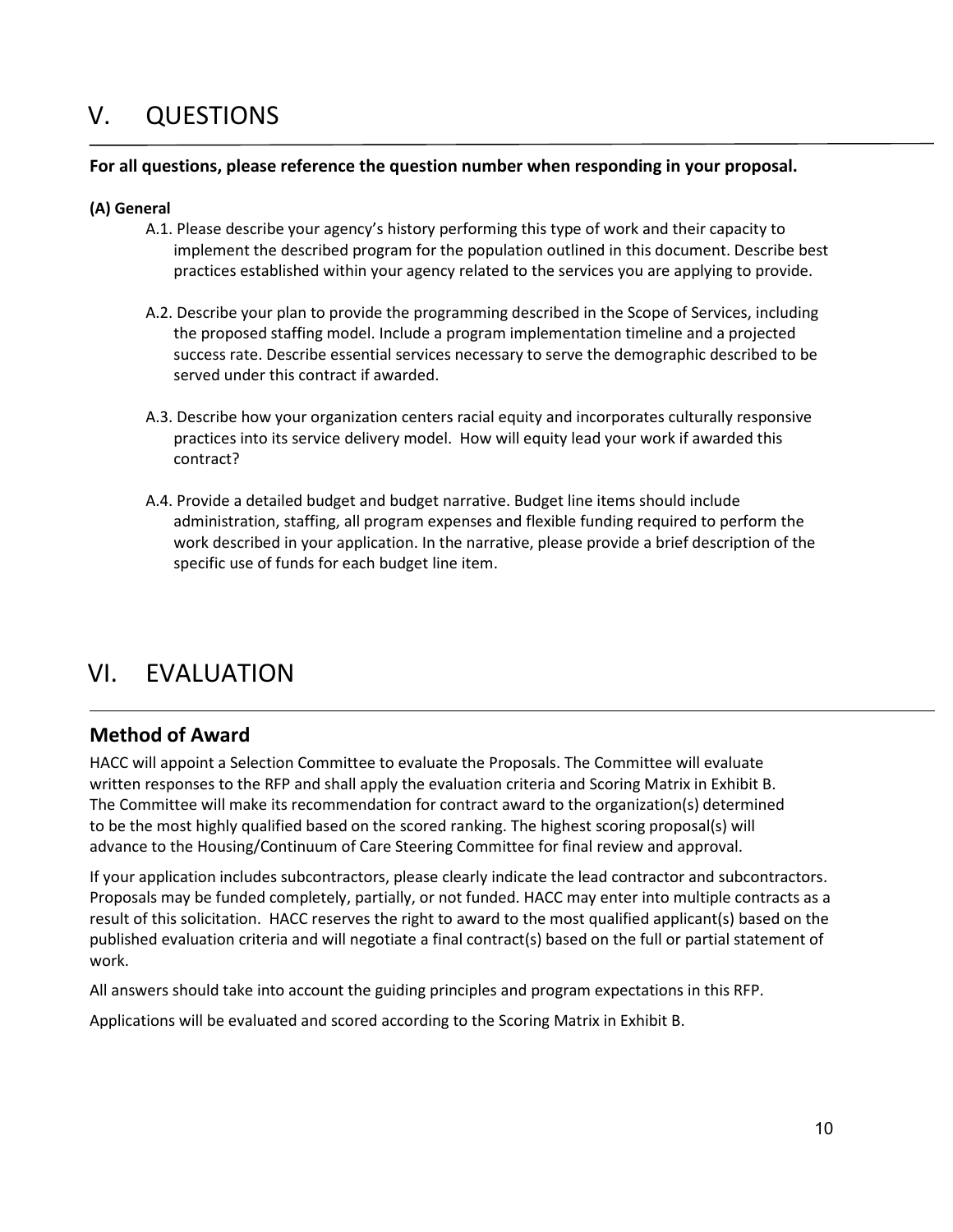# V. QUESTIONS

**For all questions, please reference the question number when responding in your proposal.**

**(A) General**

A.1. Please describe your agency's history performing this type of work and their capacity to implement the described program for the population outlined in this document. Describe best practices established within your agency related to the services you are applying to provide.

A.2. Describe your plan to provide the programming described in the Scope of Services, including the proposed staffing model. Include a program implementation timeline and a projected success rate. Describe essential services necessary to serve the demographic described to be served under this contract if awarded.

A.3. Describe how your organization centers racial equity and incorporates culturally responsive practices into its service delivery model. How will equity lead your work if awarded this contract?

A.4. Provide a detailed budget and budget narrative. Budget line items should include administration, staffing, all program expenses and flexible funding required to perform the work described in your application. In the narrative, please provide a brief description of the specific use of funds for each budget line item.

# VI. EVALUATION

## Method of Award

HACC will appoint a Selection Committee to evaluate the Proposals. The Committee will evaluate written responses to the RFP and shall apply the evaluation criteria and Scoring Matrix in Exhibit B. The Committee will make its recommendation for contract award to the organization(s) determined to be the most highly qualified based on the scored ranking. The highest scoring proposal(s) will advance to the Housing/Continuum of Care Steering Committee for final review and approval.

If your application includes subcontractors, please clearly indicate the lead contractor and subcontractors. Proposals may be funded completely, partially, or not funded. HACC may enter into multiple contracts as a result of this solicitation. HACC reserves the right to award to the most qualified applicant(s) based on the published evaluation criteria and will negotiate a final contract(s) based on the full or partial statement of work.

All answers should take into account the guiding principles and program expectations in this RFP.

Applications will be evaluated and scored according to the Scoring Matrix in Exhibit B.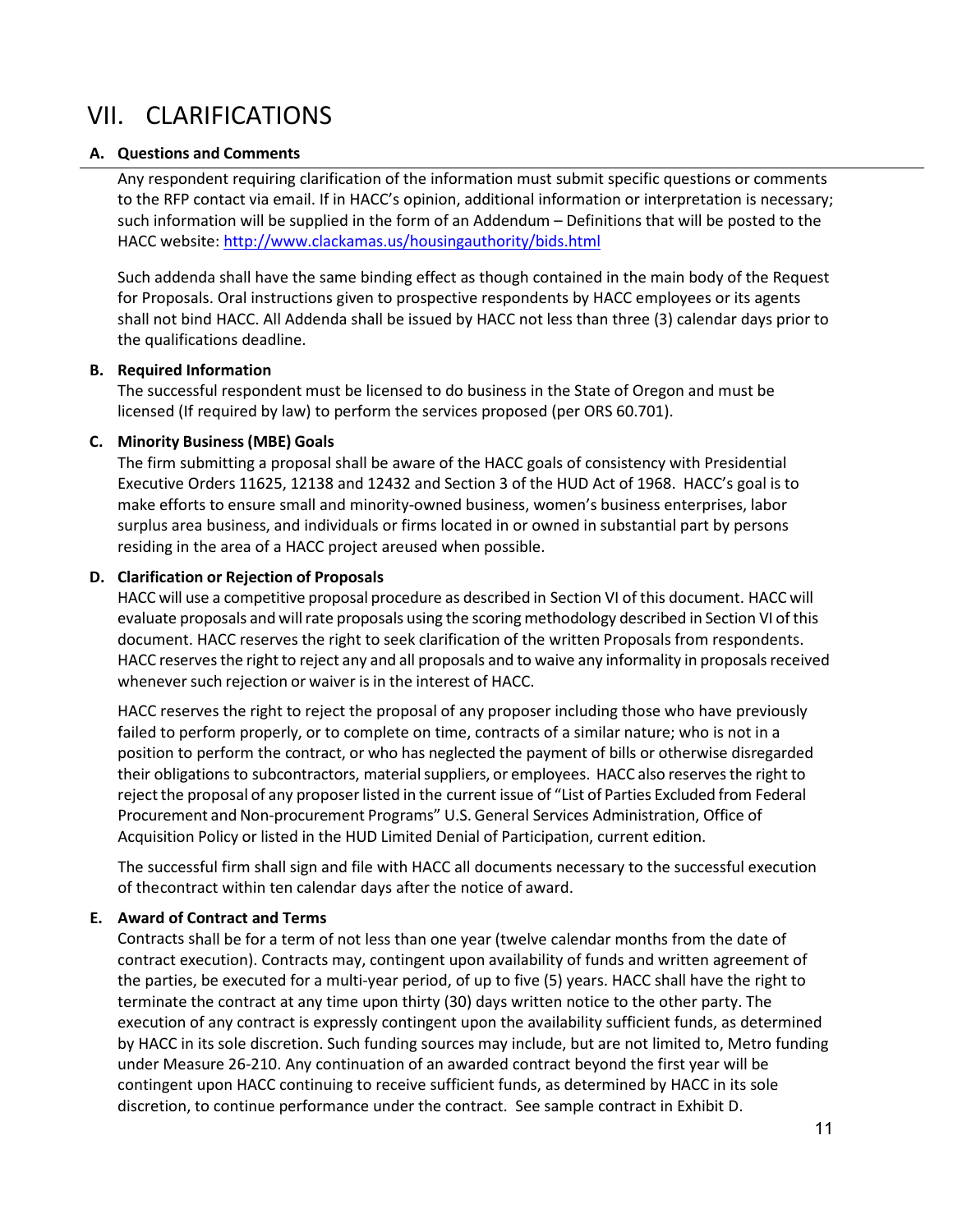# VII. CLARIFICATIONS

### A. Questions and Comments

Any respondent requiring clarification of the information must submit specific questions or comments to the RFP contact via email. If in HACC's opinion, additional information or interpretation is necessary; such information will be supplied in the form of an Addendum – Definitions that will be posted to the HACC website: http://www.clackamas.us/housingauthority/bids.html

Such addenda shall have the same binding effect as though contained in the main body of the Request for Proposals. Oral instructions given to prospective respondents by HACC employees or its agents shall not bind HACC. All Addenda shall be issued by HACC not less than three (3) calendar days prior to the qualifications deadline.

### B. Required Information

The successful respondent must be licensed to do business in the State of Oregon and must be licensed (If required by law) to perform the services proposed (per ORS 60.701).

### C. Minority Business (MBE) Goals

The firm submitting a proposal shall be aware of the HACC goals of consistency with Presidential Executive Orders 11625, 12138 and 12432 and Section 3 of the HUD Act of 1968. HACC's goal is to make efforts to ensure small and minority-owned business, women's business enterprises, labor surplus area business, and individuals or firms located in or owned in substantial part by persons residing in the area of a HACC project areused when possible.

### D. Clarification or Rejection of Proposals

HACC will use a competitive proposal procedure as described in Section VI of this document. HACC will evaluate proposals and will rate proposals using the scoring methodology described in Section VI of this document. HACC reserves the right to seek clarification of the written Proposals from respondents. HACC reserves the right to reject any and all proposals and to waive any informality in proposals received whenever such rejection or waiver is in the interest of HACC.

HACC reserves the right to reject the proposal of any proposer including those who have previously failed to perform properly, or to complete on time, contracts of a similar nature; who is not in a position to perform the contract, or who has neglected the payment of bills or otherwise disregarded their obligations to subcontractors, material suppliers, or employees. HACC also reserves the right to reject the proposal of any proposer listed in the current issue of "List of Parties Excluded from Federal Procurement and Non-procurement Programs" U.S. General Services Administration, Office of Acquisition Policy or listed in the HUD Limited Denial of Participation, current edition.

The successful firm shall sign and file with HACC all documents necessary to the successful execution of thecontract within ten calendar days after the notice of award.

### E. Award of Contract and Terms

Contracts shall be for a term of not less than one year (twelve calendar months from the date of contract execution). Contracts may, contingent upon availability of funds and written agreement of the parties, be executed for a multi-year period, of up to five (5) years. HACC shall have the right to terminate the contract at any time upon thirty (30) days written notice to the other party. The execution of any contract is expressly contingent upon the availability sufficient funds, as determined by HACC in its sole discretion. Such funding sources may include, but are not limited to, Metro funding under Measure 26-210. Any continuation of an awarded contract beyond the first year will be contingent upon HACC continuing to receive sufficient funds, as determined by HACC in its sole discretion, to continue performance under the contract. See sample contract in Exhibit D.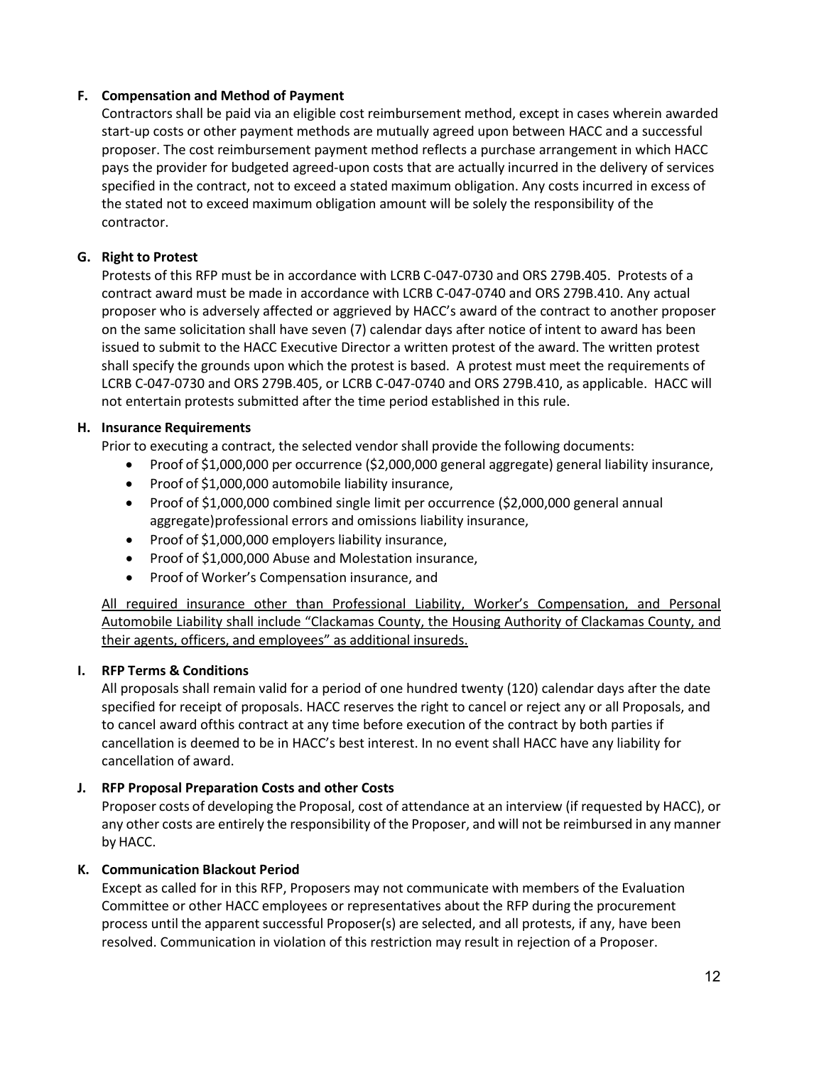**F. Compensation and Method of Payment**

Contractors shall be paid via an eligible cost reimbursement method, except in cases wherein awarded start-up costs or other payment methods are mutually agreed upon between HACC and a successful proposer. The cost reimbursement payment method reflects a purchase arrangement in which HACC pays the provider for budgeted agreed-upon costs that are actually incurred in the delivery of services specified in the contract, not to exceed a stated maximum obligation. Any costs incurred in excess of the stated not to exceed maximum obligation amount will be solely the responsibility of the contractor.

**G. Right to Protest**

Protests of this RFP must be in accordance with LCRB C-047-0730 and ORS 279B.405. Protests of a contract award must be made in accordance with LCRB C-047-0740 and ORS 279B.410. Any actual proposer who is adversely affected or aggrieved by HACC's award of the contract to another proposer on the same solicitation shall have seven (7) calendar days after notice of intent to award has been issued to submit to the HACC Executive Director a written protest of the award. The written protest shall specify the grounds upon which the protest is based. A protest must meet the requirements of LCRB C-047-0730 and ORS 279B.405, or LCRB C-047-0740 and ORS 279B.410, as applicable. HACC will not entertain protests submitted after the time period established in this rule.

**H. Insurance Requirements**

Prior to executing a contract, the selected vendor shall provide the following documents:

- Proof of $1,000,000 per occurrence ($2,000,000 general aggregate) general liability insurance,
- Proof of $1,000,000 automobile liability insurance,
- Proof of $1,000,000 combined single limit per occurrence ($2,000,000 general annual aggregate)professional errors and omissions liability insurance,
- Proof of $1,000,000 employers liability insurance,
- Proof of $1,000,000 Abuse and Molestation insurance,
- Proof of Worker's Compensation insurance, and

<u>All required insurance other than Professional Liability, Worker's Compensation, and Personal Automobile Liability shall include "Clackamas County, the Housing Authority of Clackamas County, and their agents, officers, and employees" as additional insureds.</u>

**I. RFP Terms & Conditions**

All proposals shall remain valid for a period of one hundred twenty (120) calendar days after the date specified for receipt of proposals. HACC reserves the right to cancel or reject any or all Proposals, and to cancel award ofthis contract at any time before execution of the contract by both parties if cancellation is deemed to be in HACC's best interest. In no event shall HACC have any liability for cancellation of award.

**J. RFP Proposal Preparation Costs and other Costs**

Proposer costs of developing the Proposal, cost of attendance at an interview (if requested by HACC), or any other costs are entirely the responsibility of the Proposer, and will not be reimbursed in any manner by HACC.

**K. Communication Blackout Period**

Except as called for in this RFP, Proposers may not communicate with members of the Evaluation Committee or other HACC employees or representatives about the RFP during the procurement process until the apparent successful Proposer(s) are selected, and all protests, if any, have been resolved. Communication in violation of this restriction may result in rejection of a Proposer.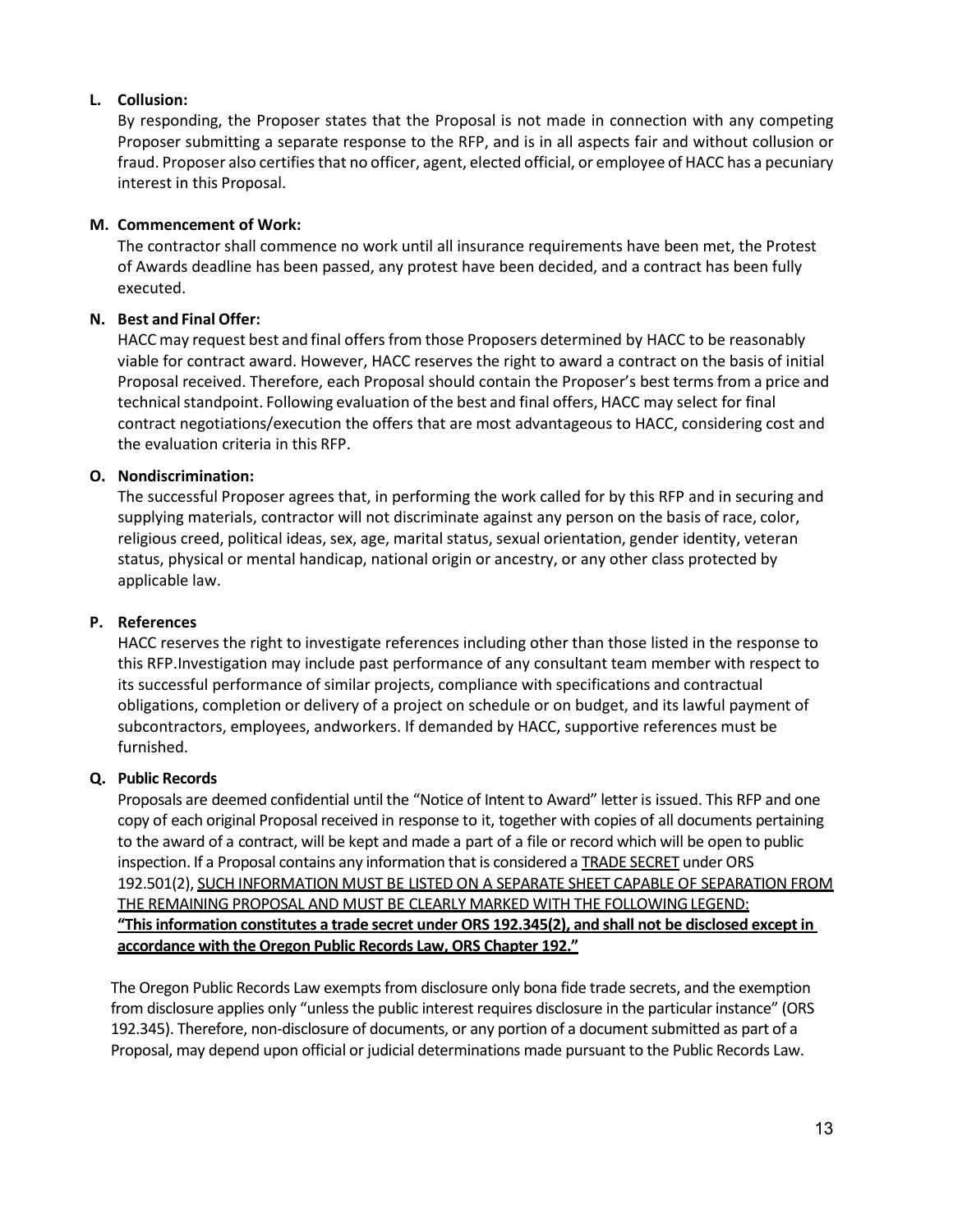**L. Collusion:**

By responding, the Proposer states that the Proposal is not made in connection with any competing Proposer submitting a separate response to the RFP, and is in all aspects fair and without collusion or fraud. Proposer also certifies that no officer, agent, elected official, or employee of HACC has a pecuniary interest in this Proposal.

**M. Commencement of Work:**

The contractor shall commence no work until all insurance requirements have been met, the Protest of Awards deadline has been passed, any protest have been decided, and a contract has been fully executed.

**N. Best and Final Offer:**

HACC may request best and final offers from those Proposers determined by HACC to be reasonably viable for contract award. However, HACC reserves the right to award a contract on the basis of initial Proposal received. Therefore, each Proposal should contain the Proposer's best terms from a price and technical standpoint. Following evaluation of the best and final offers, HACC may select for final contract negotiations/execution the offers that are most advantageous to HACC, considering cost and the evaluation criteria in this RFP.

**O. Nondiscrimination:**

The successful Proposer agrees that, in performing the work called for by this RFP and in securing and supplying materials, contractor will not discriminate against any person on the basis of race, color, religious creed, political ideas, sex, age, marital status, sexual orientation, gender identity, veteran status, physical or mental handicap, national origin or ancestry, or any other class protected by applicable law.

**P. References**

HACC reserves the right to investigate references including other than those listed in the response to this RFP.Investigation may include past performance of any consultant team member with respect to its successful performance of similar projects, compliance with specifications and contractual obligations, completion or delivery of a project on schedule or on budget, and its lawful payment of subcontractors, employees, andworkers. If demanded by HACC, supportive references must be furnished.

**Q. Public Records**

Proposals are deemed confidential until the "Notice of Intent to Award" letter is issued. This RFP and one copy of each original Proposal received in response to it, together with copies of all documents pertaining to the award of a contract, will be kept and made a part of a file or record which will be open to public inspection. If a Proposal contains any information that is considered a <u>TRADE SECRET</u> under ORS 192.501(2), <u>SUCH INFORMATION MUST BE LISTED ON A SEPARATE SHEET CAPABLE OF SEPARATION FROM THE REMAINING PROPOSAL AND MUST BE CLEARLY MARKED WITH THE FOLLOWING LEGEND:</u> <u>**"This information constitutes a trade secret under ORS 192.345(2), and shall not be disclosed except in accordance with the Oregon Public Records Law, ORS Chapter 192."**</u>

The Oregon Public Records Law exempts from disclosure only bona fide trade secrets, and the exemption from disclosure applies only "unless the public interest requires disclosure in the particular instance" (ORS 192.345). Therefore, non-disclosure of documents, or any portion of a document submitted as part of a Proposal, may depend upon official or judicial determinations made pursuant to the Public Records Law.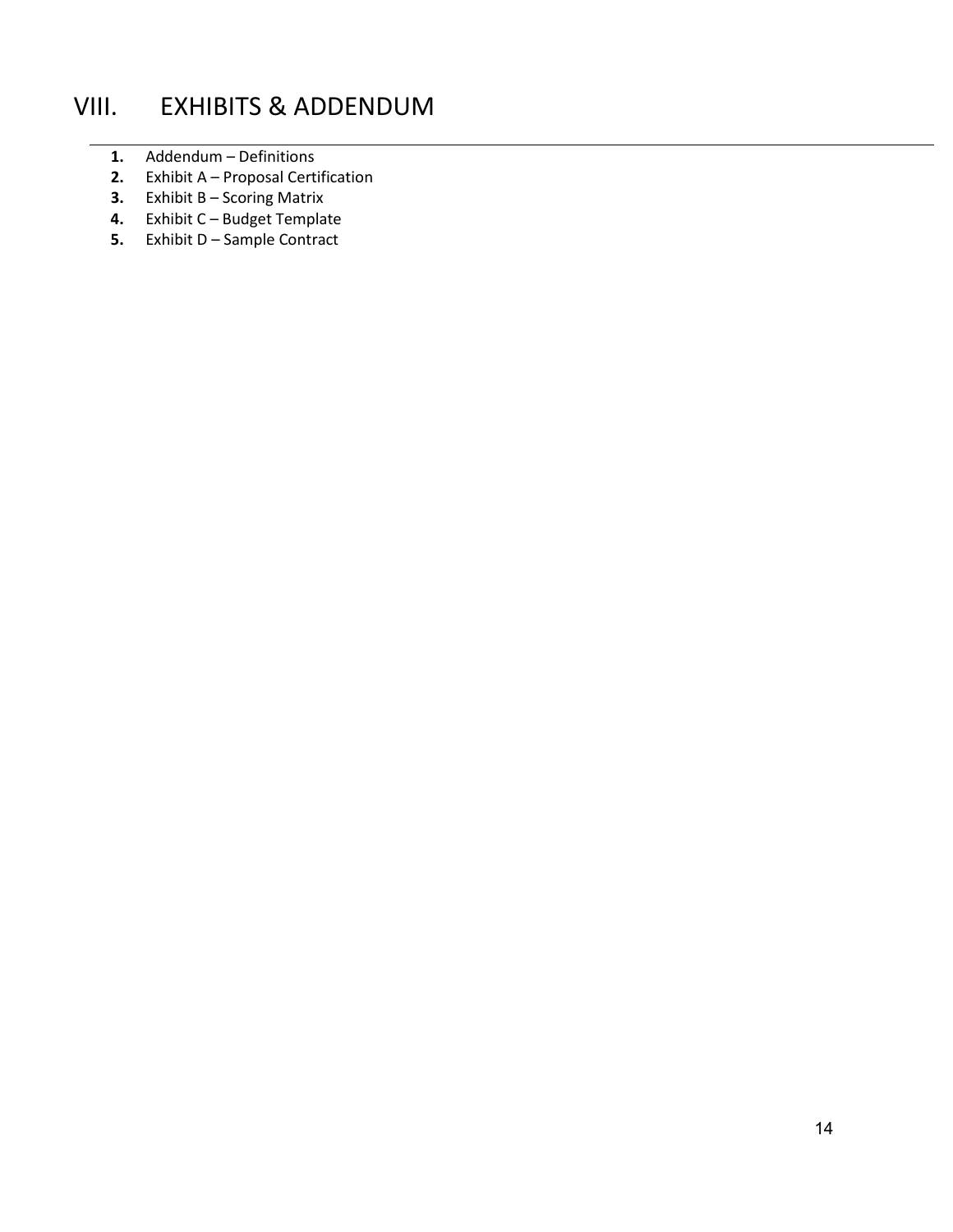# VIII. EXHIBITS & ADDENDUM

1. Addendum – Definitions
2. Exhibit A – Proposal Certification
3. Exhibit B – Scoring Matrix
4. Exhibit C – Budget Template
5. Exhibit D – Sample Contract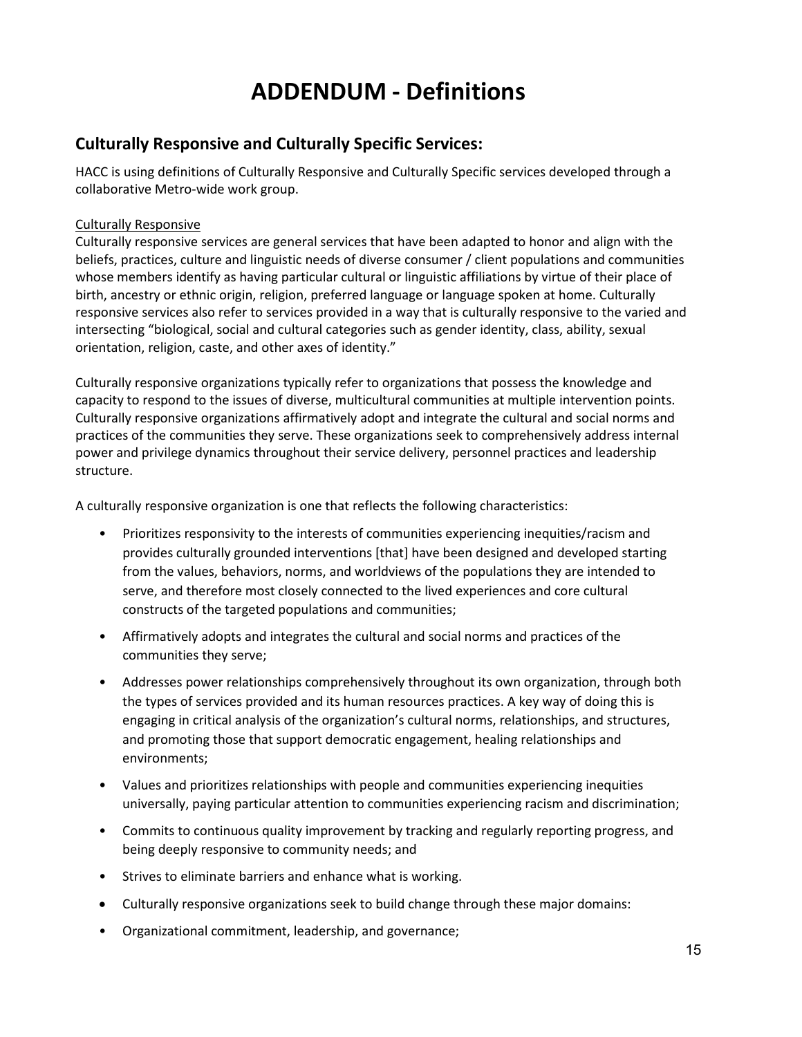# ADDENDUM - Definitions

## Culturally Responsive and Culturally Specific Services:

HACC is using definitions of Culturally Responsive and Culturally Specific services developed through a collaborative Metro-wide work group.

Culturally Responsive

Culturally responsive services are general services that have been adapted to honor and align with the beliefs, practices, culture and linguistic needs of diverse consumer / client populations and communities whose members identify as having particular cultural or linguistic affiliations by virtue of their place of birth, ancestry or ethnic origin, religion, preferred language or language spoken at home. Culturally responsive services also refer to services provided in a way that is culturally responsive to the varied and intersecting "biological, social and cultural categories such as gender identity, class, ability, sexual orientation, religion, caste, and other axes of identity."

Culturally responsive organizations typically refer to organizations that possess the knowledge and capacity to respond to the issues of diverse, multicultural communities at multiple intervention points. Culturally responsive organizations affirmatively adopt and integrate the cultural and social norms and practices of the communities they serve. These organizations seek to comprehensively address internal power and privilege dynamics throughout their service delivery, personnel practices and leadership structure.

A culturally responsive organization is one that reflects the following characteristics:

- Prioritizes responsivity to the interests of communities experiencing inequities/racism and provides culturally grounded interventions [that] have been designed and developed starting from the values, behaviors, norms, and worldviews of the populations they are intended to serve, and therefore most closely connected to the lived experiences and core cultural constructs of the targeted populations and communities;
- Affirmatively adopts and integrates the cultural and social norms and practices of the communities they serve;
- Addresses power relationships comprehensively throughout its own organization, through both the types of services provided and its human resources practices. A key way of doing this is engaging in critical analysis of the organization's cultural norms, relationships, and structures, and promoting those that support democratic engagement, healing relationships and environments;
- Values and prioritizes relationships with people and communities experiencing inequities universally, paying particular attention to communities experiencing racism and discrimination;
- Commits to continuous quality improvement by tracking and regularly reporting progress, and being deeply responsive to community needs; and
- Strives to eliminate barriers and enhance what is working.
- Culturally responsive organizations seek to build change through these major domains:
- Organizational commitment, leadership, and governance;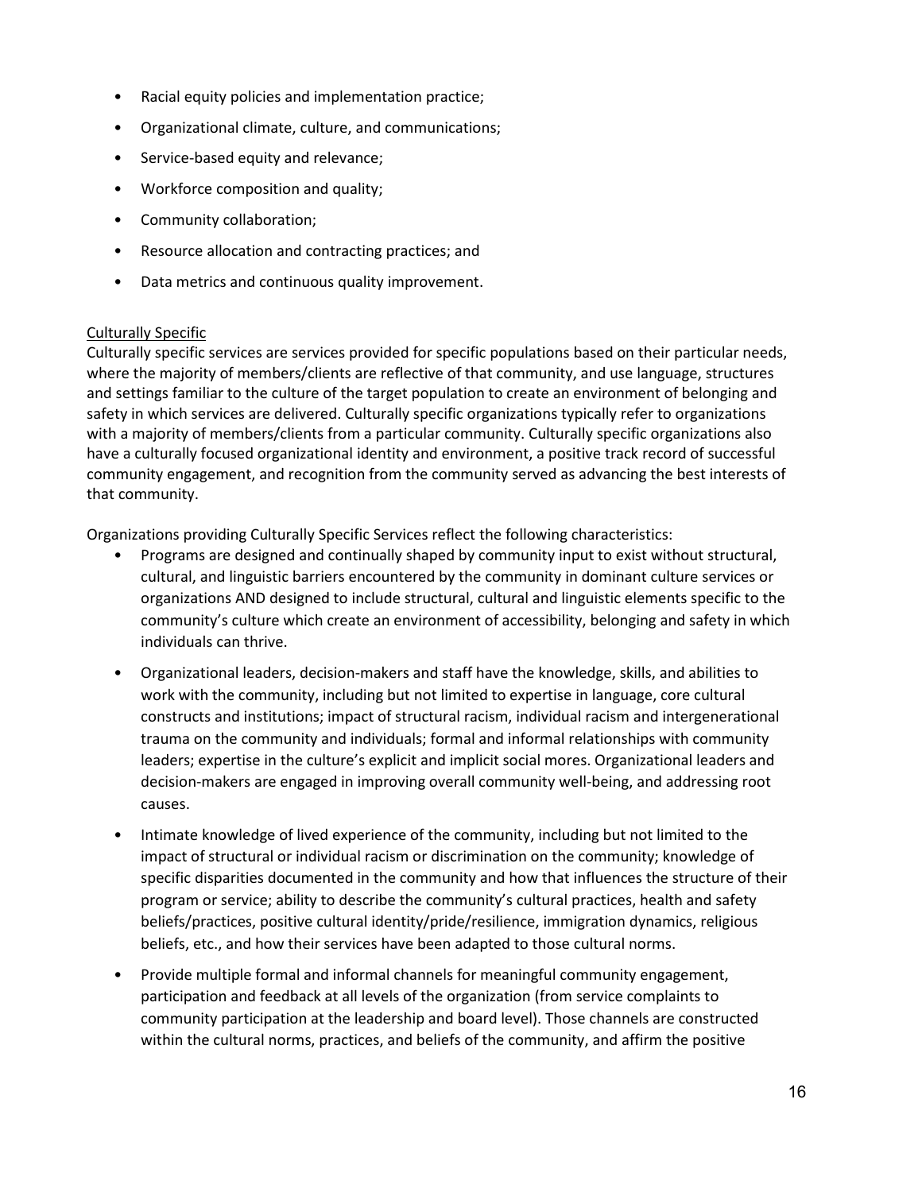- Racial equity policies and implementation practice;
- Organizational climate, culture, and communications;
- Service-based equity and relevance;
- Workforce composition and quality;
- Community collaboration;
- Resource allocation and contracting practices; and
- Data metrics and continuous quality improvement.

<u>Culturally Specific</u>

Culturally specific services are services provided for specific populations based on their particular needs, where the majority of members/clients are reflective of that community, and use language, structures and settings familiar to the culture of the target population to create an environment of belonging and safety in which services are delivered. Culturally specific organizations typically refer to organizations with a majority of members/clients from a particular community. Culturally specific organizations also have a culturally focused organizational identity and environment, a positive track record of successful community engagement, and recognition from the community served as advancing the best interests of that community.

Organizations providing Culturally Specific Services reflect the following characteristics:

- Programs are designed and continually shaped by community input to exist without structural, cultural, and linguistic barriers encountered by the community in dominant culture services or organizations AND designed to include structural, cultural and linguistic elements specific to the community's culture which create an environment of accessibility, belonging and safety in which individuals can thrive.
- Organizational leaders, decision-makers and staff have the knowledge, skills, and abilities to work with the community, including but not limited to expertise in language, core cultural constructs and institutions; impact of structural racism, individual racism and intergenerational trauma on the community and individuals; formal and informal relationships with community leaders; expertise in the culture's explicit and implicit social mores. Organizational leaders and decision-makers are engaged in improving overall community well-being, and addressing root causes.
- Intimate knowledge of lived experience of the community, including but not limited to the impact of structural or individual racism or discrimination on the community; knowledge of specific disparities documented in the community and how that influences the structure of their program or service; ability to describe the community's cultural practices, health and safety beliefs/practices, positive cultural identity/pride/resilience, immigration dynamics, religious beliefs, etc., and how their services have been adapted to those cultural norms.
- Provide multiple formal and informal channels for meaningful community engagement, participation and feedback at all levels of the organization (from service complaints to community participation at the leadership and board level). Those channels are constructed within the cultural norms, practices, and beliefs of the community, and affirm the positive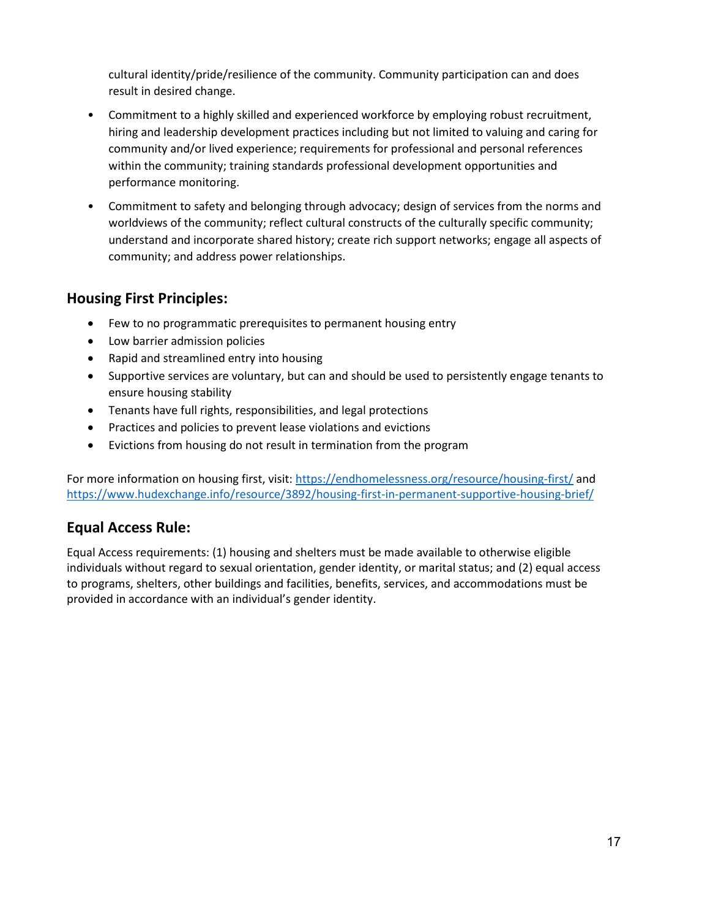cultural identity/pride/resilience of the community. Community participation can and does result in desired change.

- Commitment to a highly skilled and experienced workforce by employing robust recruitment, hiring and leadership development practices including but not limited to valuing and caring for community and/or lived experience; requirements for professional and personal references within the community; training standards professional development opportunities and performance monitoring.
- Commitment to safety and belonging through advocacy; design of services from the norms and worldviews of the community; reflect cultural constructs of the culturally specific community; understand and incorporate shared history; create rich support networks; engage all aspects of community; and address power relationships.

## Housing First Principles:

- Few to no programmatic prerequisites to permanent housing entry
- Low barrier admission policies
- Rapid and streamlined entry into housing
- Supportive services are voluntary, but can and should be used to persistently engage tenants to ensure housing stability
- Tenants have full rights, responsibilities, and legal protections
- Practices and policies to prevent lease violations and evictions
- Evictions from housing do not result in termination from the program

For more information on housing first, visit: https://endhomelessness.org/resource/housing-first/ and https://www.hudexchange.info/resource/3892/housing-first-in-permanent-supportive-housing-brief/

## Equal Access Rule:

Equal Access requirements: (1) housing and shelters must be made available to otherwise eligible individuals without regard to sexual orientation, gender identity, or marital status; and (2) equal access to programs, shelters, other buildings and facilities, benefits, services, and accommodations must be provided in accordance with an individual's gender identity.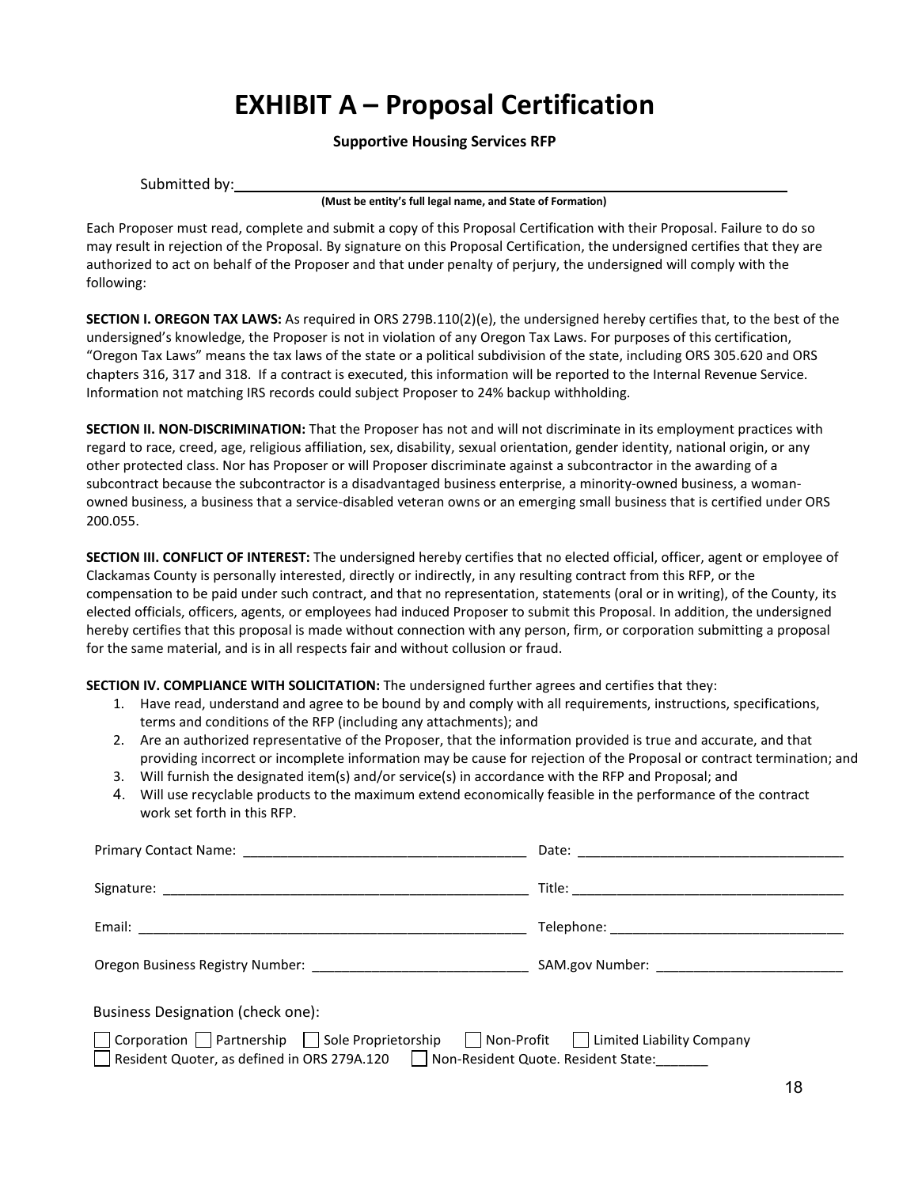# EXHIBIT A – Proposal Certification

**Supportive Housing Services RFP**

Submitted by: ______________________________________________________________

**(Must be entity's full legal name, and State of Formation)**

Each Proposer must read, complete and submit a copy of this Proposal Certification with their Proposal. Failure to do so may result in rejection of the Proposal. By signature on this Proposal Certification, the undersigned certifies that they are authorized to act on behalf of the Proposer and that under penalty of perjury, the undersigned will comply with the following:

**SECTION I. OREGON TAX LAWS:** As required in ORS 279B.110(2)(e), the undersigned hereby certifies that, to the best of the undersigned's knowledge, the Proposer is not in violation of any Oregon Tax Laws. For purposes of this certification, "Oregon Tax Laws" means the tax laws of the state or a political subdivision of the state, including ORS 305.620 and ORS chapters 316, 317 and 318. If a contract is executed, this information will be reported to the Internal Revenue Service. Information not matching IRS records could subject Proposer to 24% backup withholding.

**SECTION II. NON-DISCRIMINATION:** That the Proposer has not and will not discriminate in its employment practices with regard to race, creed, age, religious affiliation, sex, disability, sexual orientation, gender identity, national origin, or any other protected class. Nor has Proposer or will Proposer discriminate against a subcontractor in the awarding of a subcontract because the subcontractor is a disadvantaged business enterprise, a minority-owned business, a woman-owned business, a business that a service-disabled veteran owns or an emerging small business that is certified under ORS 200.055.

**SECTION III. CONFLICT OF INTEREST:** The undersigned hereby certifies that no elected official, officer, agent or employee of Clackamas County is personally interested, directly or indirectly, in any resulting contract from this RFP, or the compensation to be paid under such contract, and that no representation, statements (oral or in writing), of the County, its elected officials, officers, agents, or employees had induced Proposer to submit this Proposal. In addition, the undersigned hereby certifies that this proposal is made without connection with any person, firm, or corporation submitting a proposal for the same material, and is in all respects fair and without collusion or fraud.

**SECTION IV. COMPLIANCE WITH SOLICITATION:** The undersigned further agrees and certifies that they:

1. Have read, understand and agree to be bound by and comply with all requirements, instructions, specifications, terms and conditions of the RFP (including any attachments); and
2. Are an authorized representative of the Proposer, that the information provided is true and accurate, and that providing incorrect or incomplete information may be cause for rejection of the Proposal or contract termination; and
3. Will furnish the designated item(s) and/or service(s) in accordance with the RFP and Proposal; and
4. Will use recyclable products to the maximum extend economically feasible in the performance of the contract work set forth in this RFP.

Primary Contact Name: ______________________________ Date: ______________________________

Signature: ______________________________ Title: ______________________________

Email: ______________________________ Telephone: ______________________________

Oregon Business Registry Number: ______________________________ SAM.gov Number: ______________________________

Business Designation (check one):

☐ Corporation ☐ Partnership ☐ Sole Proprietorship ☐ Non-Profit ☐ Limited Liability Company
☐ Resident Quoter, as defined in ORS 279A.120 ☐ Non-Resident Quote. Resident State:_______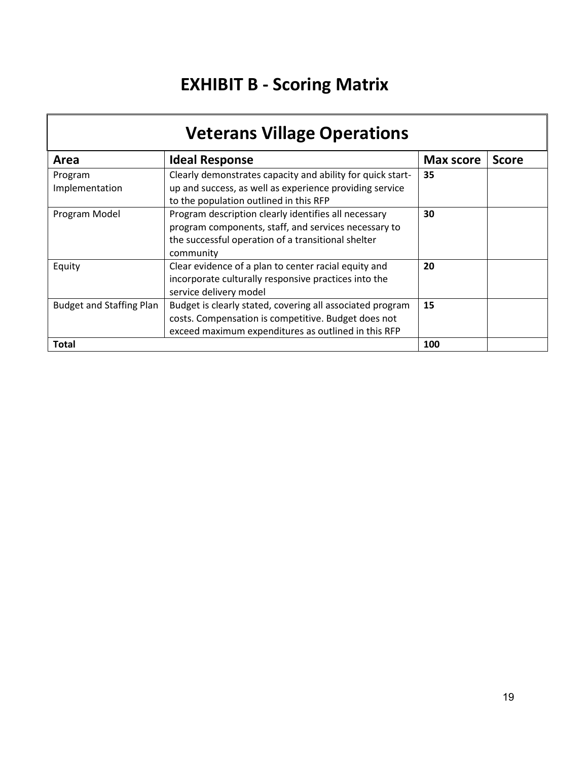# EXHIBIT B - Scoring Matrix

| Veterans Village Operations | | | |
|---|---|---|---|
| **Area** | **Ideal Response** | **Max score** | **Score** |
| Program Implementation | Clearly demonstrates capacity and ability for quick start-up and success, as well as experience providing service to the population outlined in this RFP | **35** | |
| Program Model | Program description clearly identifies all necessary program components, staff, and services necessary to the successful operation of a transitional shelter community | **30** | |
| Equity | Clear evidence of a plan to center racial equity and incorporate culturally responsive practices into the service delivery model | **20** | |
| Budget and Staffing Plan | Budget is clearly stated, covering all associated program costs. Compensation is competitive. Budget does not exceed maximum expenditures as outlined in this RFP | **15** | |
| **Total** | | **100** | |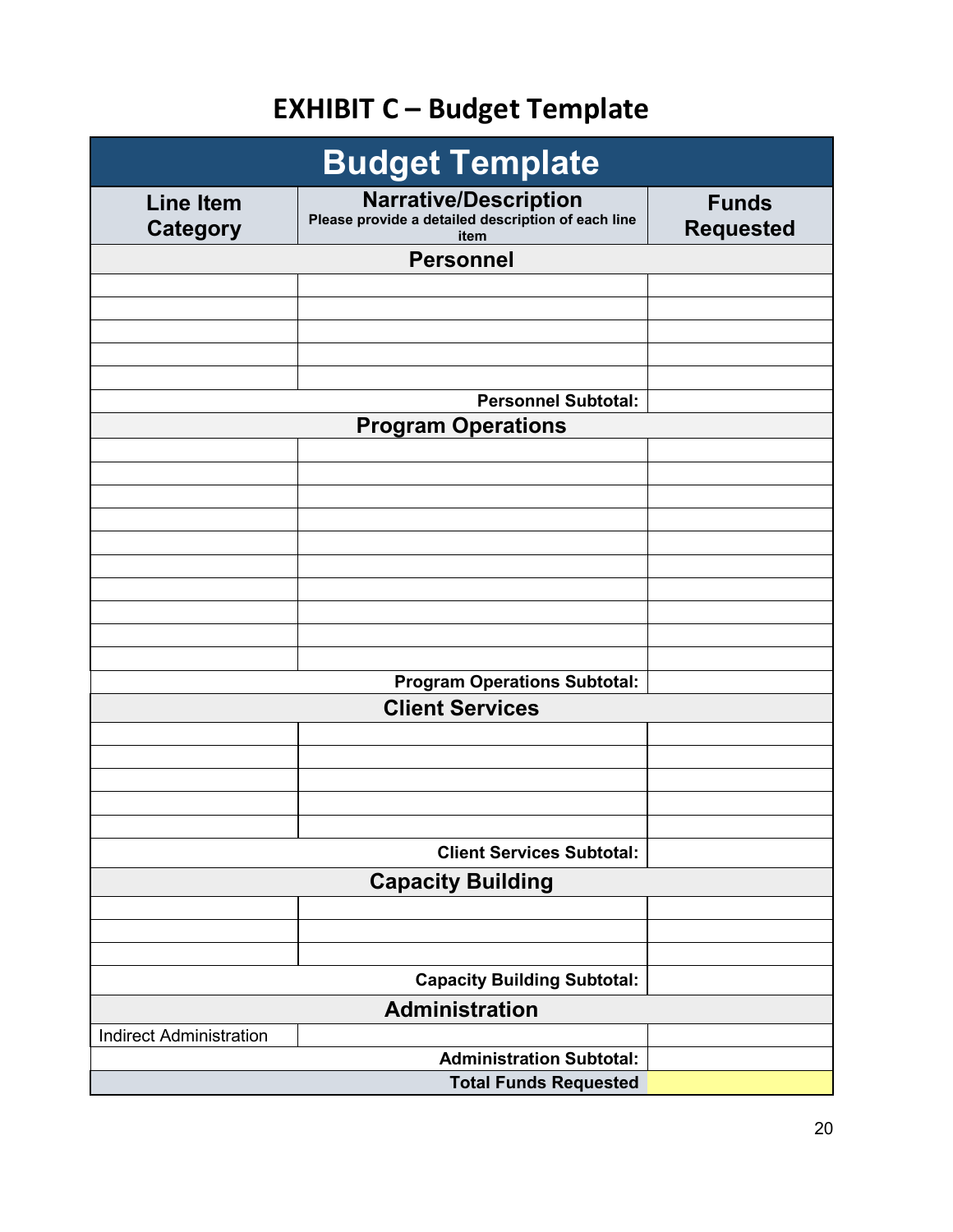# EXHIBIT C – Budget Template

| Budget Template | | |
|---|---|---|
| **Line Item Category** | **Narrative/Description** Please provide a detailed description of each line item | **Funds Requested** |
| | **Personnel** | |
| | | |
| | | |
| | | |
| | | |
| | | |
| | **Personnel Subtotal:** | |
| | **Program Operations** | |
| | | |
| | | |
| | | |
| | | |
| | | |
| | | |
| | | |
| | | |
| | | |
| | | |
| | **Program Operations Subtotal:** | |
| | **Client Services** | |
| | | |
| | | |
| | | |
| | | |
| | | |
| | **Client Services Subtotal:** | |
| | **Capacity Building** | |
| | | |
| | | |
| | | |
| | **Capacity Building Subtotal:** | |
| | **Administration** | |
| Indirect Administration | | |
| | **Administration Subtotal:** | |
| | **Total Funds Requested** | |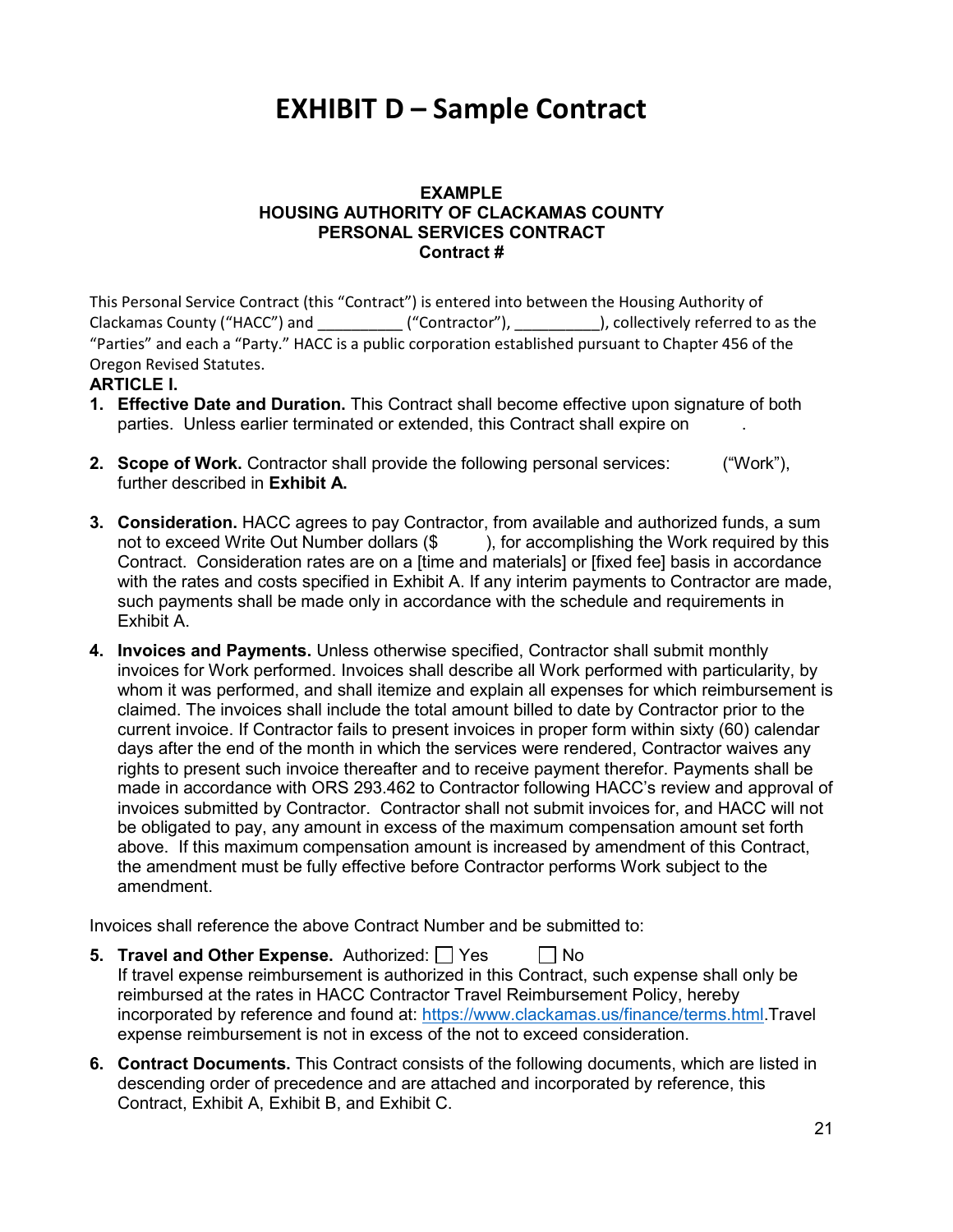# EXHIBIT D – Sample Contract

**EXAMPLE**
**HOUSING AUTHORITY OF CLACKAMAS COUNTY**
**PERSONAL SERVICES CONTRACT**
**Contract #**

This Personal Service Contract (this "Contract") is entered into between the Housing Authority of Clackamas County ("HACC") and __________ ("Contractor"), __________), collectively referred to as the "Parties" and each a "Party." HACC is a public corporation established pursuant to Chapter 456 of the Oregon Revised Statutes.

**ARTICLE I.**

1. **Effective Date and Duration.** This Contract shall become effective upon signature of both parties. Unless earlier terminated or extended, this Contract shall expire on .

2. **Scope of Work.** Contractor shall provide the following personal services: ("Work"), further described in **Exhibit A.**

3. **Consideration.** HACC agrees to pay Contractor, from available and authorized funds, a sum not to exceed Write Out Number dollars ($ ), for accomplishing the Work required by this Contract. Consideration rates are on a [time and materials] or [fixed fee] basis in accordance with the rates and costs specified in Exhibit A. If any interim payments to Contractor are made, such payments shall be made only in accordance with the schedule and requirements in Exhibit A.

4. **Invoices and Payments.** Unless otherwise specified, Contractor shall submit monthly invoices for Work performed. Invoices shall describe all Work performed with particularity, by whom it was performed, and shall itemize and explain all expenses for which reimbursement is claimed. The invoices shall include the total amount billed to date by Contractor prior to the current invoice. If Contractor fails to present invoices in proper form within sixty (60) calendar days after the end of the month in which the services were rendered, Contractor waives any rights to present such invoice thereafter and to receive payment therefor. Payments shall be made in accordance with ORS 293.462 to Contractor following HACC's review and approval of invoices submitted by Contractor. Contractor shall not submit invoices for, and HACC will not be obligated to pay, any amount in excess of the maximum compensation amount set forth above. If this maximum compensation amount is increased by amendment of this Contract, the amendment must be fully effective before Contractor performs Work subject to the amendment.

Invoices shall reference the above Contract Number and be submitted to:

5. **Travel and Other Expense.** Authorized: ☐ Yes ☐ No
   If travel expense reimbursement is authorized in this Contract, such expense shall only be reimbursed at the rates in HACC Contractor Travel Reimbursement Policy, hereby incorporated by reference and found at: https://www.clackamas.us/finance/terms.html.Travel expense reimbursement is not in excess of the not to exceed consideration.

6. **Contract Documents.** This Contract consists of the following documents, which are listed in descending order of precedence and are attached and incorporated by reference, this Contract, Exhibit A, Exhibit B, and Exhibit C.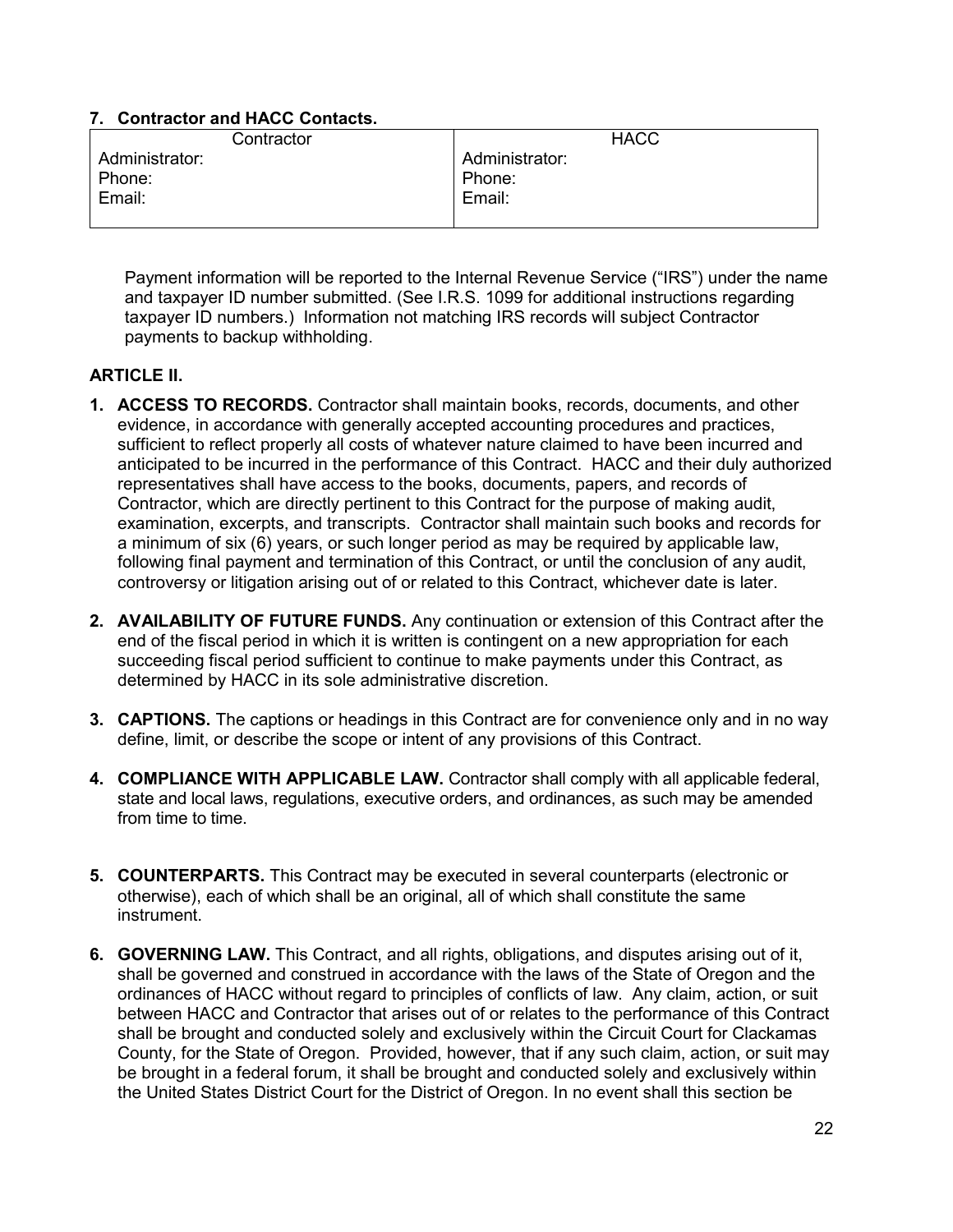**7. Contractor and HACC Contacts.**

| Contractor | HACC |
|---|---|
| Administrator:<br>Phone:<br>Email: | Administrator:<br>Phone:<br>Email: |

Payment information will be reported to the Internal Revenue Service ("IRS") under the name and taxpayer ID number submitted. (See I.R.S. 1099 for additional instructions regarding taxpayer ID numbers.) Information not matching IRS records will subject Contractor payments to backup withholding.

**ARTICLE II.**

1. **ACCESS TO RECORDS.** Contractor shall maintain books, records, documents, and other evidence, in accordance with generally accepted accounting procedures and practices, sufficient to reflect properly all costs of whatever nature claimed to have been incurred and anticipated to be incurred in the performance of this Contract. HACC and their duly authorized representatives shall have access to the books, documents, papers, and records of Contractor, which are directly pertinent to this Contract for the purpose of making audit, examination, excerpts, and transcripts. Contractor shall maintain such books and records for a minimum of six (6) years, or such longer period as may be required by applicable law, following final payment and termination of this Contract, or until the conclusion of any audit, controversy or litigation arising out of or related to this Contract, whichever date is later.

2. **AVAILABILITY OF FUTURE FUNDS.** Any continuation or extension of this Contract after the end of the fiscal period in which it is written is contingent on a new appropriation for each succeeding fiscal period sufficient to continue to make payments under this Contract, as determined by HACC in its sole administrative discretion.

3. **CAPTIONS.** The captions or headings in this Contract are for convenience only and in no way define, limit, or describe the scope or intent of any provisions of this Contract.

4. **COMPLIANCE WITH APPLICABLE LAW.** Contractor shall comply with all applicable federal, state and local laws, regulations, executive orders, and ordinances, as such may be amended from time to time.

5. **COUNTERPARTS.** This Contract may be executed in several counterparts (electronic or otherwise), each of which shall be an original, all of which shall constitute the same instrument.

6. **GOVERNING LAW.** This Contract, and all rights, obligations, and disputes arising out of it, shall be governed and construed in accordance with the laws of the State of Oregon and the ordinances of HACC without regard to principles of conflicts of law. Any claim, action, or suit between HACC and Contractor that arises out of or relates to the performance of this Contract shall be brought and conducted solely and exclusively within the Circuit Court for Clackamas County, for the State of Oregon. Provided, however, that if any such claim, action, or suit may be brought in a federal forum, it shall be brought and conducted solely and exclusively within the United States District Court for the District of Oregon. In no event shall this section be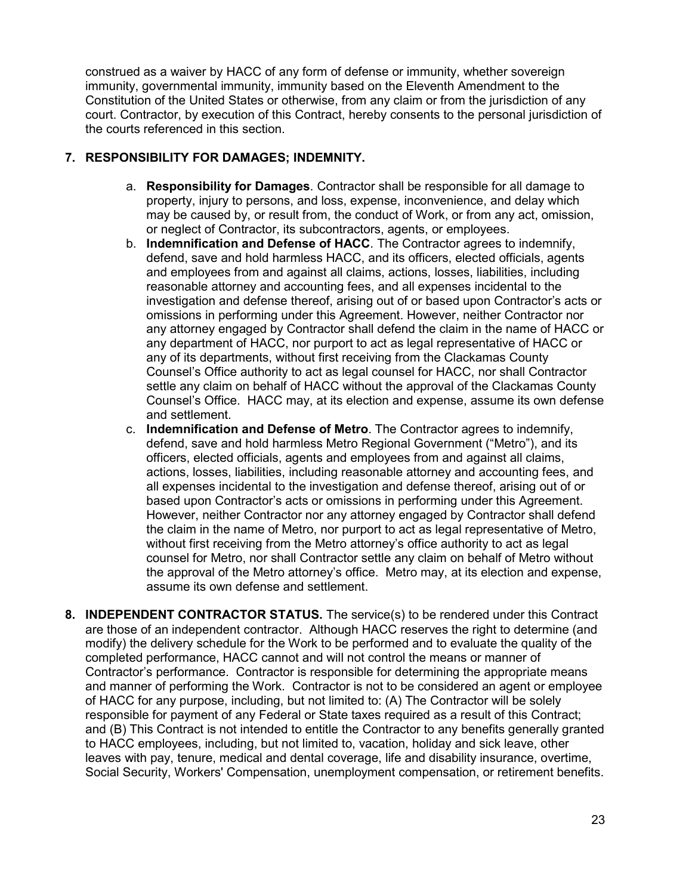construed as a waiver by HACC of any form of defense or immunity, whether sovereign immunity, governmental immunity, immunity based on the Eleventh Amendment to the Constitution of the United States or otherwise, from any claim or from the jurisdiction of any court. Contractor, by execution of this Contract, hereby consents to the personal jurisdiction of the courts referenced in this section.

**7. RESPONSIBILITY FOR DAMAGES; INDEMNITY.**

a. **Responsibility for Damages**. Contractor shall be responsible for all damage to property, injury to persons, and loss, expense, inconvenience, and delay which may be caused by, or result from, the conduct of Work, or from any act, omission, or neglect of Contractor, its subcontractors, agents, or employees.

b. **Indemnification and Defense of HACC**. The Contractor agrees to indemnify, defend, save and hold harmless HACC, and its officers, elected officials, agents and employees from and against all claims, actions, losses, liabilities, including reasonable attorney and accounting fees, and all expenses incidental to the investigation and defense thereof, arising out of or based upon Contractor's acts or omissions in performing under this Agreement. However, neither Contractor nor any attorney engaged by Contractor shall defend the claim in the name of HACC or any department of HACC, nor purport to act as legal representative of HACC or any of its departments, without first receiving from the Clackamas County Counsel's Office authority to act as legal counsel for HACC, nor shall Contractor settle any claim on behalf of HACC without the approval of the Clackamas County Counsel's Office. HACC may, at its election and expense, assume its own defense and settlement.

c. **Indemnification and Defense of Metro**. The Contractor agrees to indemnify, defend, save and hold harmless Metro Regional Government ("Metro"), and its officers, elected officials, agents and employees from and against all claims, actions, losses, liabilities, including reasonable attorney and accounting fees, and all expenses incidental to the investigation and defense thereof, arising out of or based upon Contractor's acts or omissions in performing under this Agreement. However, neither Contractor nor any attorney engaged by Contractor shall defend the claim in the name of Metro, nor purport to act as legal representative of Metro, without first receiving from the Metro attorney's office authority to act as legal counsel for Metro, nor shall Contractor settle any claim on behalf of Metro without the approval of the Metro attorney's office. Metro may, at its election and expense, assume its own defense and settlement.

**8. INDEPENDENT CONTRACTOR STATUS.** The service(s) to be rendered under this Contract are those of an independent contractor. Although HACC reserves the right to determine (and modify) the delivery schedule for the Work to be performed and to evaluate the quality of the completed performance, HACC cannot and will not control the means or manner of Contractor's performance. Contractor is responsible for determining the appropriate means and manner of performing the Work. Contractor is not to be considered an agent or employee of HACC for any purpose, including, but not limited to: (A) The Contractor will be solely responsible for payment of any Federal or State taxes required as a result of this Contract; and (B) This Contract is not intended to entitle the Contractor to any benefits generally granted to HACC employees, including, but not limited to, vacation, holiday and sick leave, other leaves with pay, tenure, medical and dental coverage, life and disability insurance, overtime, Social Security, Workers' Compensation, unemployment compensation, or retirement benefits.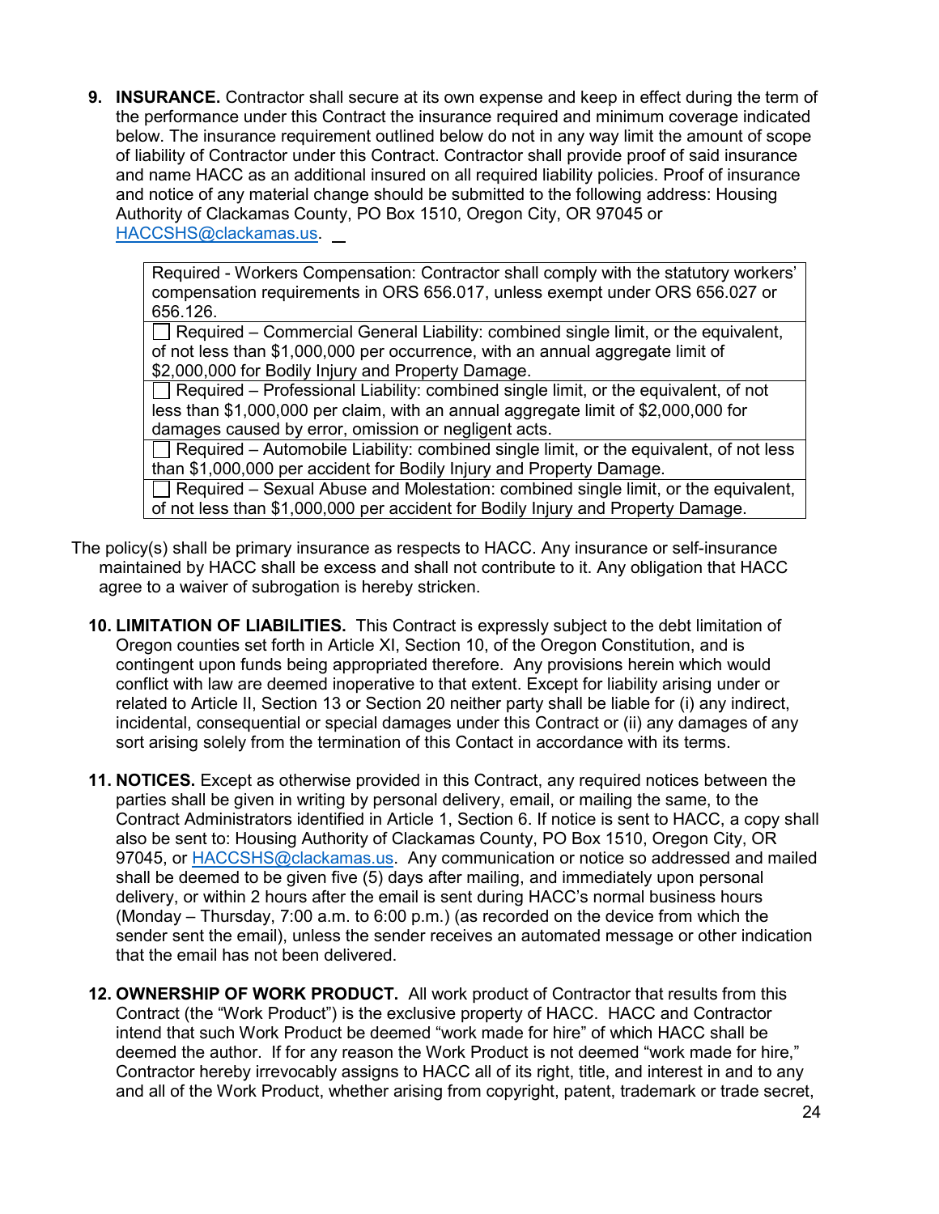9. **INSURANCE.** Contractor shall secure at its own expense and keep in effect during the term of the performance under this Contract the insurance required and minimum coverage indicated below. The insurance requirement outlined below do not in any way limit the amount of scope of liability of Contractor under this Contract. Contractor shall provide proof of said insurance and name HACC as an additional insured on all required liability policies. Proof of insurance and notice of any material change should be submitted to the following address: Housing Authority of Clackamas County, PO Box 1510, Oregon City, OR 97045 or HACCSHS@clackamas.us.

| |
|---|
| Required - Workers Compensation: Contractor shall comply with the statutory workers' compensation requirements in ORS 656.017, unless exempt under ORS 656.027 or 656.126. |
| ☐ Required – Commercial General Liability: combined single limit, or the equivalent, of not less than $1,000,000 per occurrence, with an annual aggregate limit of $2,000,000 for Bodily Injury and Property Damage. |
| ☐ Required – Professional Liability: combined single limit, or the equivalent, of not less than $1,000,000 per claim, with an annual aggregate limit of $2,000,000 for damages caused by error, omission or negligent acts. |
| ☐ Required – Automobile Liability: combined single limit, or the equivalent, of not less than $1,000,000 per accident for Bodily Injury and Property Damage. |
| ☐ Required – Sexual Abuse and Molestation: combined single limit, or the equivalent, of not less than $1,000,000 per accident for Bodily Injury and Property Damage. |

The policy(s) shall be primary insurance as respects to HACC. Any insurance or self-insurance maintained by HACC shall be excess and shall not contribute to it. Any obligation that HACC agree to a waiver of subrogation is hereby stricken.

10. **LIMITATION OF LIABILITIES.** This Contract is expressly subject to the debt limitation of Oregon counties set forth in Article XI, Section 10, of the Oregon Constitution, and is contingent upon funds being appropriated therefore. Any provisions herein which would conflict with law are deemed inoperative to that extent. Except for liability arising under or related to Article II, Section 13 or Section 20 neither party shall be liable for (i) any indirect, incidental, consequential or special damages under this Contract or (ii) any damages of any sort arising solely from the termination of this Contact in accordance with its terms.

11. **NOTICES.** Except as otherwise provided in this Contract, any required notices between the parties shall be given in writing by personal delivery, email, or mailing the same, to the Contract Administrators identified in Article 1, Section 6. If notice is sent to HACC, a copy shall also be sent to: Housing Authority of Clackamas County, PO Box 1510, Oregon City, OR 97045, or HACCSHS@clackamas.us. Any communication or notice so addressed and mailed shall be deemed to be given five (5) days after mailing, and immediately upon personal delivery, or within 2 hours after the email is sent during HACC's normal business hours (Monday – Thursday, 7:00 a.m. to 6:00 p.m.) (as recorded on the device from which the sender sent the email), unless the sender receives an automated message or other indication that the email has not been delivered.

12. **OWNERSHIP OF WORK PRODUCT.** All work product of Contractor that results from this Contract (the "Work Product") is the exclusive property of HACC. HACC and Contractor intend that such Work Product be deemed "work made for hire" of which HACC shall be deemed the author. If for any reason the Work Product is not deemed "work made for hire," Contractor hereby irrevocably assigns to HACC all of its right, title, and interest in and to any and all of the Work Product, whether arising from copyright, patent, trademark or trade secret,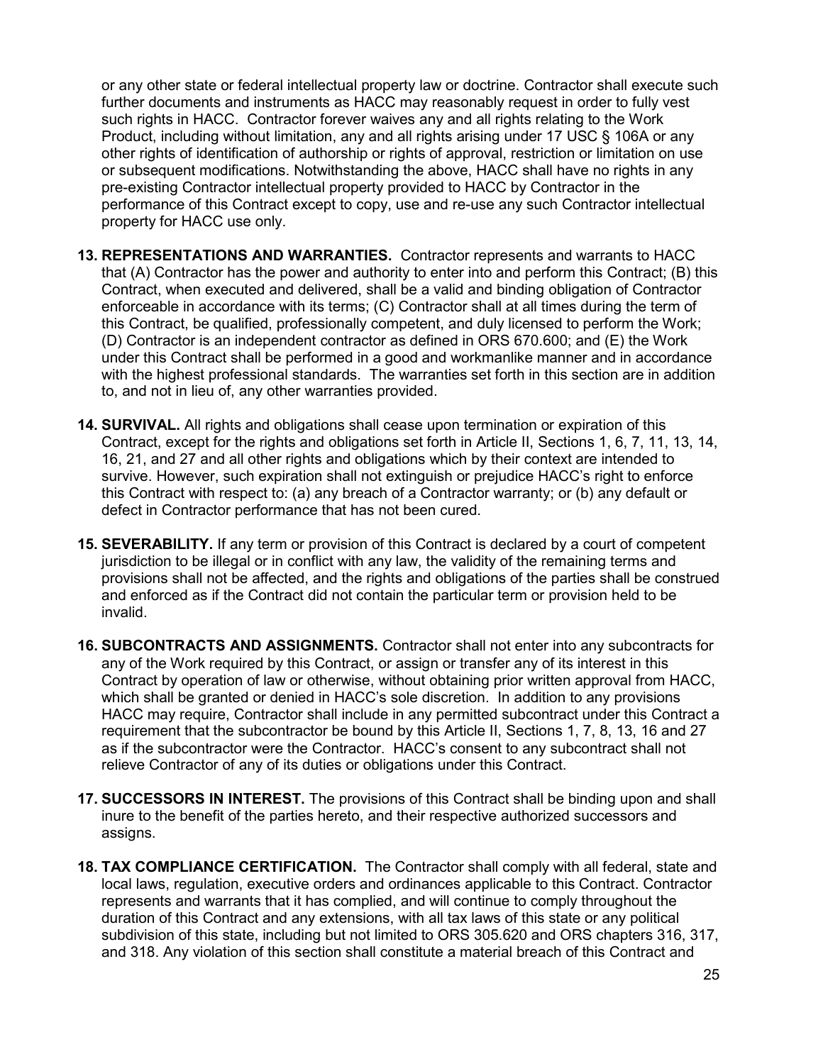or any other state or federal intellectual property law or doctrine. Contractor shall execute such further documents and instruments as HACC may reasonably request in order to fully vest such rights in HACC. Contractor forever waives any and all rights relating to the Work Product, including without limitation, any and all rights arising under 17 USC § 106A or any other rights of identification of authorship or rights of approval, restriction or limitation on use or subsequent modifications. Notwithstanding the above, HACC shall have no rights in any pre-existing Contractor intellectual property provided to HACC by Contractor in the performance of this Contract except to copy, use and re-use any such Contractor intellectual property for HACC use only.

**13. REPRESENTATIONS AND WARRANTIES.** Contractor represents and warrants to HACC that (A) Contractor has the power and authority to enter into and perform this Contract; (B) this Contract, when executed and delivered, shall be a valid and binding obligation of Contractor enforceable in accordance with its terms; (C) Contractor shall at all times during the term of this Contract, be qualified, professionally competent, and duly licensed to perform the Work; (D) Contractor is an independent contractor as defined in ORS 670.600; and (E) the Work under this Contract shall be performed in a good and workmanlike manner and in accordance with the highest professional standards. The warranties set forth in this section are in addition to, and not in lieu of, any other warranties provided.

**14. SURVIVAL.** All rights and obligations shall cease upon termination or expiration of this Contract, except for the rights and obligations set forth in Article II, Sections 1, 6, 7, 11, 13, 14, 16, 21, and 27 and all other rights and obligations which by their context are intended to survive. However, such expiration shall not extinguish or prejudice HACC's right to enforce this Contract with respect to: (a) any breach of a Contractor warranty; or (b) any default or defect in Contractor performance that has not been cured.

**15. SEVERABILITY.** If any term or provision of this Contract is declared by a court of competent jurisdiction to be illegal or in conflict with any law, the validity of the remaining terms and provisions shall not be affected, and the rights and obligations of the parties shall be construed and enforced as if the Contract did not contain the particular term or provision held to be invalid.

**16. SUBCONTRACTS AND ASSIGNMENTS.** Contractor shall not enter into any subcontracts for any of the Work required by this Contract, or assign or transfer any of its interest in this Contract by operation of law or otherwise, without obtaining prior written approval from HACC, which shall be granted or denied in HACC's sole discretion. In addition to any provisions HACC may require, Contractor shall include in any permitted subcontract under this Contract a requirement that the subcontractor be bound by this Article II, Sections 1, 7, 8, 13, 16 and 27 as if the subcontractor were the Contractor. HACC's consent to any subcontract shall not relieve Contractor of any of its duties or obligations under this Contract.

**17. SUCCESSORS IN INTEREST.** The provisions of this Contract shall be binding upon and shall inure to the benefit of the parties hereto, and their respective authorized successors and assigns.

**18. TAX COMPLIANCE CERTIFICATION.** The Contractor shall comply with all federal, state and local laws, regulation, executive orders and ordinances applicable to this Contract. Contractor represents and warrants that it has complied, and will continue to comply throughout the duration of this Contract and any extensions, with all tax laws of this state or any political subdivision of this state, including but not limited to ORS 305.620 and ORS chapters 316, 317, and 318. Any violation of this section shall constitute a material breach of this Contract and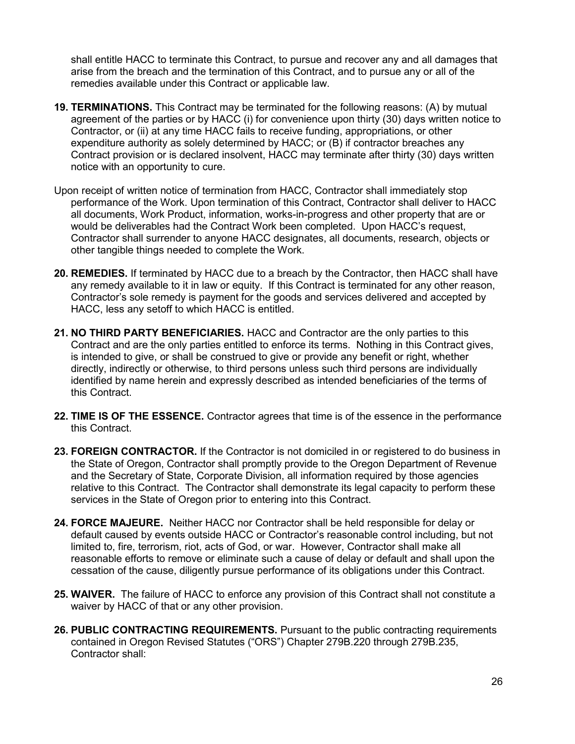shall entitle HACC to terminate this Contract, to pursue and recover any and all damages that arise from the breach and the termination of this Contract, and to pursue any or all of the remedies available under this Contract or applicable law.

**19. TERMINATIONS.** This Contract may be terminated for the following reasons: (A) by mutual agreement of the parties or by HACC (i) for convenience upon thirty (30) days written notice to Contractor, or (ii) at any time HACC fails to receive funding, appropriations, or other expenditure authority as solely determined by HACC; or (B) if contractor breaches any Contract provision or is declared insolvent, HACC may terminate after thirty (30) days written notice with an opportunity to cure.

Upon receipt of written notice of termination from HACC, Contractor shall immediately stop performance of the Work. Upon termination of this Contract, Contractor shall deliver to HACC all documents, Work Product, information, works-in-progress and other property that are or would be deliverables had the Contract Work been completed. Upon HACC's request, Contractor shall surrender to anyone HACC designates, all documents, research, objects or other tangible things needed to complete the Work.

**20. REMEDIES.** If terminated by HACC due to a breach by the Contractor, then HACC shall have any remedy available to it in law or equity. If this Contract is terminated for any other reason, Contractor's sole remedy is payment for the goods and services delivered and accepted by HACC, less any setoff to which HACC is entitled.

**21. NO THIRD PARTY BENEFICIARIES.** HACC and Contractor are the only parties to this Contract and are the only parties entitled to enforce its terms. Nothing in this Contract gives, is intended to give, or shall be construed to give or provide any benefit or right, whether directly, indirectly or otherwise, to third persons unless such third persons are individually identified by name herein and expressly described as intended beneficiaries of the terms of this Contract.

**22. TIME IS OF THE ESSENCE.** Contractor agrees that time is of the essence in the performance this Contract.

**23. FOREIGN CONTRACTOR.** If the Contractor is not domiciled in or registered to do business in the State of Oregon, Contractor shall promptly provide to the Oregon Department of Revenue and the Secretary of State, Corporate Division, all information required by those agencies relative to this Contract. The Contractor shall demonstrate its legal capacity to perform these services in the State of Oregon prior to entering into this Contract.

**24. FORCE MAJEURE.** Neither HACC nor Contractor shall be held responsible for delay or default caused by events outside HACC or Contractor's reasonable control including, but not limited to, fire, terrorism, riot, acts of God, or war. However, Contractor shall make all reasonable efforts to remove or eliminate such a cause of delay or default and shall upon the cessation of the cause, diligently pursue performance of its obligations under this Contract.

**25. WAIVER.** The failure of HACC to enforce any provision of this Contract shall not constitute a waiver by HACC of that or any other provision.

**26. PUBLIC CONTRACTING REQUIREMENTS.** Pursuant to the public contracting requirements contained in Oregon Revised Statutes ("ORS") Chapter 279B.220 through 279B.235, Contractor shall: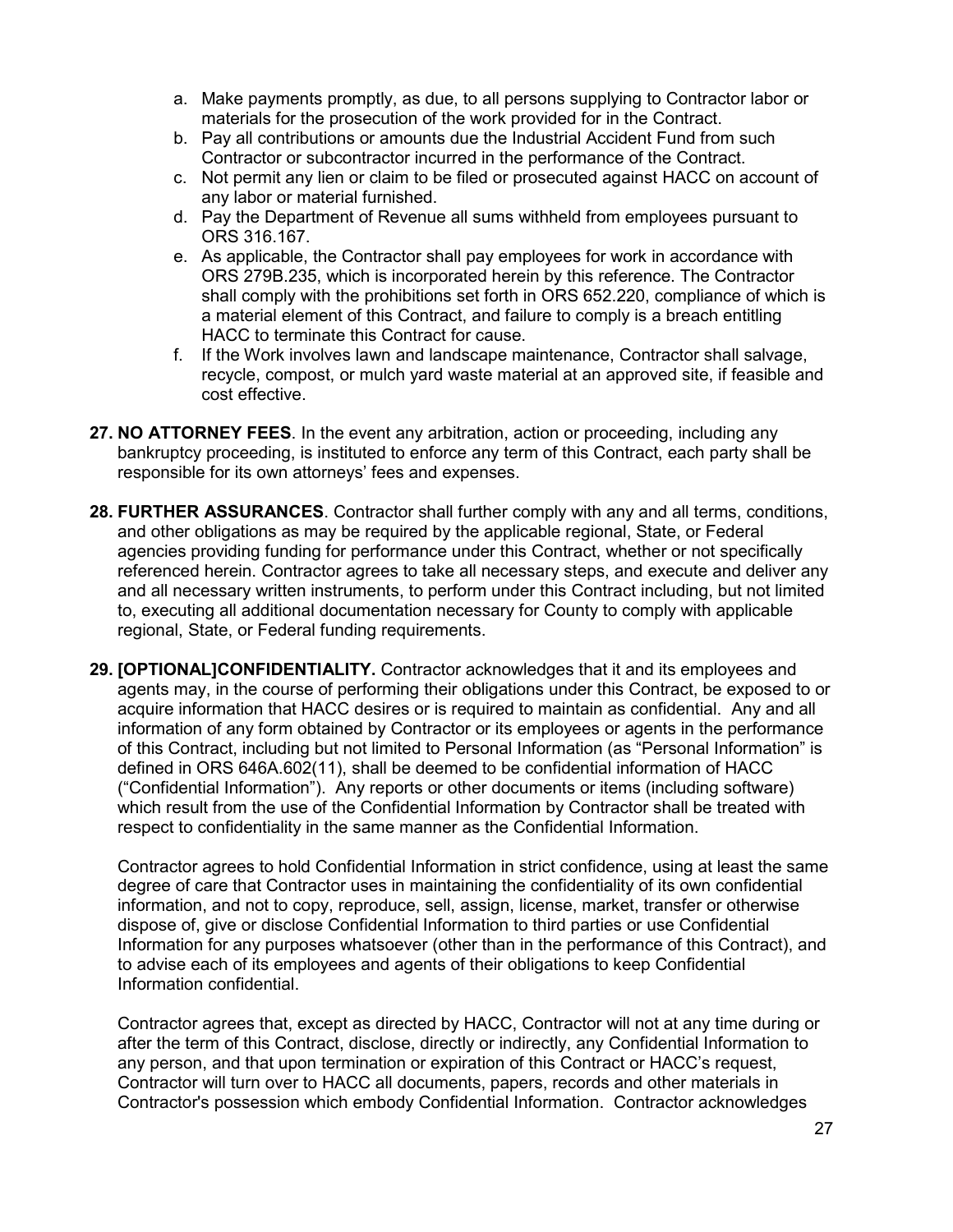a. Make payments promptly, as due, to all persons supplying to Contractor labor or materials for the prosecution of the work provided for in the Contract.
b. Pay all contributions or amounts due the Industrial Accident Fund from such Contractor or subcontractor incurred in the performance of the Contract.
c. Not permit any lien or claim to be filed or prosecuted against HACC on account of any labor or material furnished.
d. Pay the Department of Revenue all sums withheld from employees pursuant to ORS 316.167.
e. As applicable, the Contractor shall pay employees for work in accordance with ORS 279B.235, which is incorporated herein by this reference. The Contractor shall comply with the prohibitions set forth in ORS 652.220, compliance of which is a material element of this Contract, and failure to comply is a breach entitling HACC to terminate this Contract for cause.
f. If the Work involves lawn and landscape maintenance, Contractor shall salvage, recycle, compost, or mulch yard waste material at an approved site, if feasible and cost effective.

**27. NO ATTORNEY FEES**. In the event any arbitration, action or proceeding, including any bankruptcy proceeding, is instituted to enforce any term of this Contract, each party shall be responsible for its own attorneys' fees and expenses.

**28. FURTHER ASSURANCES**. Contractor shall further comply with any and all terms, conditions, and other obligations as may be required by the applicable regional, State, or Federal agencies providing funding for performance under this Contract, whether or not specifically referenced herein. Contractor agrees to take all necessary steps, and execute and deliver any and all necessary written instruments, to perform under this Contract including, but not limited to, executing all additional documentation necessary for County to comply with applicable regional, State, or Federal funding requirements.

**29. [OPTIONAL]CONFIDENTIALITY.** Contractor acknowledges that it and its employees and agents may, in the course of performing their obligations under this Contract, be exposed to or acquire information that HACC desires or is required to maintain as confidential. Any and all information of any form obtained by Contractor or its employees or agents in the performance of this Contract, including but not limited to Personal Information (as "Personal Information" is defined in ORS 646A.602(11), shall be deemed to be confidential information of HACC ("Confidential Information"). Any reports or other documents or items (including software) which result from the use of the Confidential Information by Contractor shall be treated with respect to confidentiality in the same manner as the Confidential Information.

Contractor agrees to hold Confidential Information in strict confidence, using at least the same degree of care that Contractor uses in maintaining the confidentiality of its own confidential information, and not to copy, reproduce, sell, assign, license, market, transfer or otherwise dispose of, give or disclose Confidential Information to third parties or use Confidential Information for any purposes whatsoever (other than in the performance of this Contract), and to advise each of its employees and agents of their obligations to keep Confidential Information confidential.

Contractor agrees that, except as directed by HACC, Contractor will not at any time during or after the term of this Contract, disclose, directly or indirectly, any Confidential Information to any person, and that upon termination or expiration of this Contract or HACC's request, Contractor will turn over to HACC all documents, papers, records and other materials in Contractor's possession which embody Confidential Information. Contractor acknowledges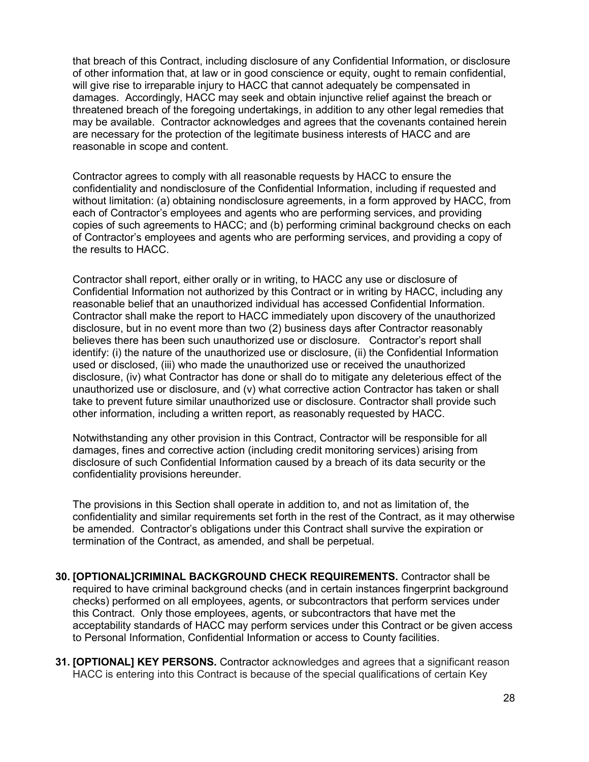that breach of this Contract, including disclosure of any Confidential Information, or disclosure of other information that, at law or in good conscience or equity, ought to remain confidential, will give rise to irreparable injury to HACC that cannot adequately be compensated in damages. Accordingly, HACC may seek and obtain injunctive relief against the breach or threatened breach of the foregoing undertakings, in addition to any other legal remedies that may be available. Contractor acknowledges and agrees that the covenants contained herein are necessary for the protection of the legitimate business interests of HACC and are reasonable in scope and content.

Contractor agrees to comply with all reasonable requests by HACC to ensure the confidentiality and nondisclosure of the Confidential Information, including if requested and without limitation: (a) obtaining nondisclosure agreements, in a form approved by HACC, from each of Contractor's employees and agents who are performing services, and providing copies of such agreements to HACC; and (b) performing criminal background checks on each of Contractor's employees and agents who are performing services, and providing a copy of the results to HACC.

Contractor shall report, either orally or in writing, to HACC any use or disclosure of Confidential Information not authorized by this Contract or in writing by HACC, including any reasonable belief that an unauthorized individual has accessed Confidential Information. Contractor shall make the report to HACC immediately upon discovery of the unauthorized disclosure, but in no event more than two (2) business days after Contractor reasonably believes there has been such unauthorized use or disclosure. Contractor's report shall identify: (i) the nature of the unauthorized use or disclosure, (ii) the Confidential Information used or disclosed, (iii) who made the unauthorized use or received the unauthorized disclosure, (iv) what Contractor has done or shall do to mitigate any deleterious effect of the unauthorized use or disclosure, and (v) what corrective action Contractor has taken or shall take to prevent future similar unauthorized use or disclosure. Contractor shall provide such other information, including a written report, as reasonably requested by HACC.

Notwithstanding any other provision in this Contract, Contractor will be responsible for all damages, fines and corrective action (including credit monitoring services) arising from disclosure of such Confidential Information caused by a breach of its data security or the confidentiality provisions hereunder.

The provisions in this Section shall operate in addition to, and not as limitation of, the confidentiality and similar requirements set forth in the rest of the Contract, as it may otherwise be amended. Contractor's obligations under this Contract shall survive the expiration or termination of the Contract, as amended, and shall be perpetual.

**30. [OPTIONAL]CRIMINAL BACKGROUND CHECK REQUIREMENTS.** Contractor shall be required to have criminal background checks (and in certain instances fingerprint background checks) performed on all employees, agents, or subcontractors that perform services under this Contract. Only those employees, agents, or subcontractors that have met the acceptability standards of HACC may perform services under this Contract or be given access to Personal Information, Confidential Information or access to County facilities.

**31. [OPTIONAL] KEY PERSONS.** Contractor acknowledges and agrees that a significant reason HACC is entering into this Contract is because of the special qualifications of certain Key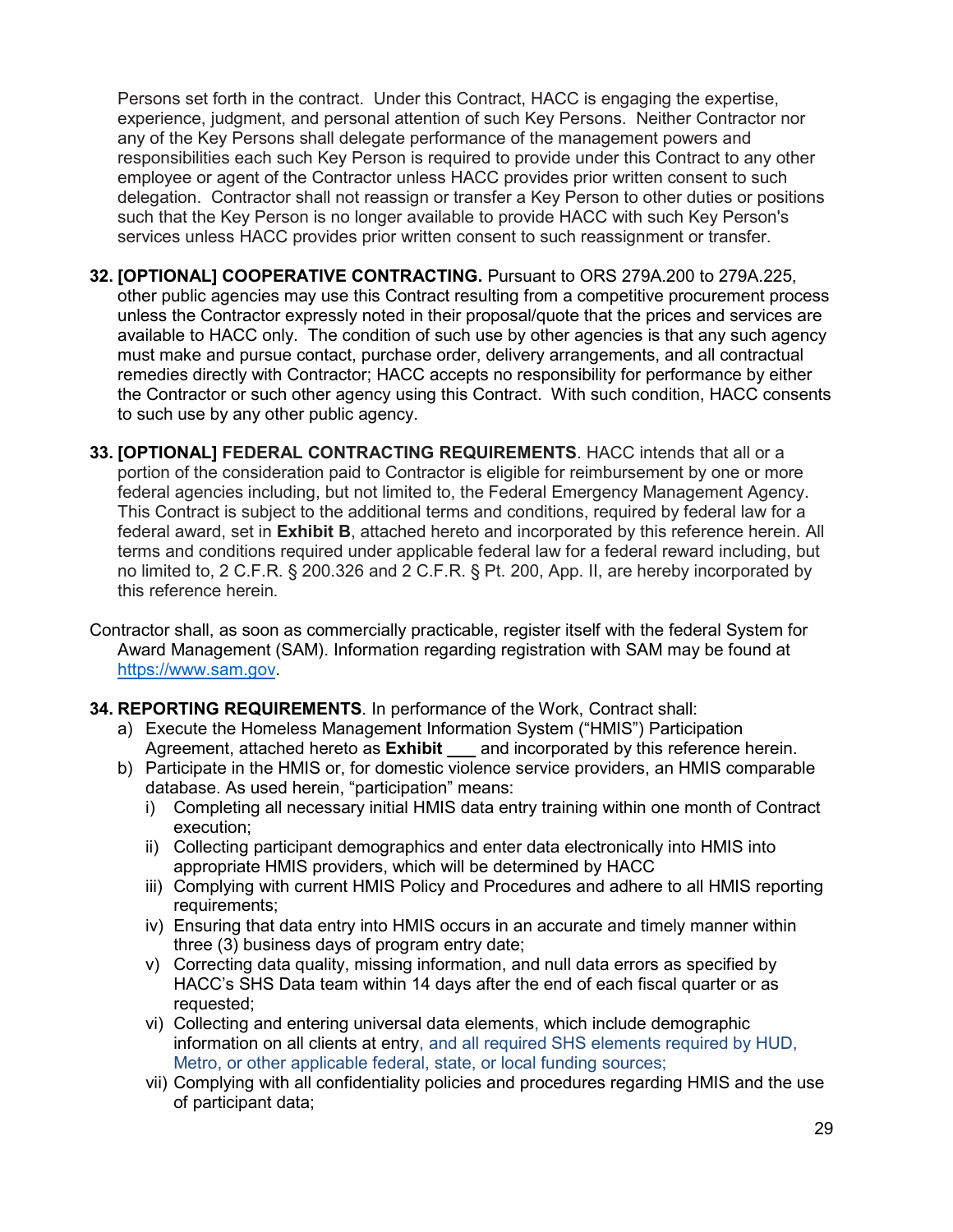Persons set forth in the contract. Under this Contract, HACC is engaging the expertise, experience, judgment, and personal attention of such Key Persons. Neither Contractor nor any of the Key Persons shall delegate performance of the management powers and responsibilities each such Key Person is required to provide under this Contract to any other employee or agent of the Contractor unless HACC provides prior written consent to such delegation. Contractor shall not reassign or transfer a Key Person to other duties or positions such that the Key Person is no longer available to provide HACC with such Key Person's services unless HACC provides prior written consent to such reassignment or transfer.

**32. [OPTIONAL] COOPERATIVE CONTRACTING.** Pursuant to ORS 279A.200 to 279A.225, other public agencies may use this Contract resulting from a competitive procurement process unless the Contractor expressly noted in their proposal/quote that the prices and services are available to HACC only. The condition of such use by other agencies is that any such agency must make and pursue contact, purchase order, delivery arrangements, and all contractual remedies directly with Contractor; HACC accepts no responsibility for performance by either the Contractor or such other agency using this Contract. With such condition, HACC consents to such use by any other public agency.

**33. [OPTIONAL] FEDERAL CONTRACTING REQUIREMENTS**. HACC intends that all or a portion of the consideration paid to Contractor is eligible for reimbursement by one or more federal agencies including, but not limited to, the Federal Emergency Management Agency. This Contract is subject to the additional terms and conditions, required by federal law for a federal award, set in **Exhibit B**, attached hereto and incorporated by this reference herein. All terms and conditions required under applicable federal law for a federal reward including, but no limited to, 2 C.F.R. § 200.326 and 2 C.F.R. § Pt. 200, App. II, are hereby incorporated by this reference herein.

Contractor shall, as soon as commercially practicable, register itself with the federal System for Award Management (SAM). Information regarding registration with SAM may be found at https://www.sam.gov.

**34. REPORTING REQUIREMENTS**. In performance of the Work, Contract shall:

a) Execute the Homeless Management Information System ("HMIS") Participation Agreement, attached hereto as **Exhibit ___** and incorporated by this reference herein.
b) Participate in the HMIS or, for domestic violence service providers, an HMIS comparable database. As used herein, "participation" means:
   i) Completing all necessary initial HMIS data entry training within one month of Contract execution;
   ii) Collecting participant demographics and enter data electronically into HMIS into appropriate HMIS providers, which will be determined by HACC
   iii) Complying with current HMIS Policy and Procedures and adhere to all HMIS reporting requirements;
   iv) Ensuring that data entry into HMIS occurs in an accurate and timely manner within three (3) business days of program entry date;
   v) Correcting data quality, missing information, and null data errors as specified by HACC's SHS Data team within 14 days after the end of each fiscal quarter or as requested;
   vi) Collecting and entering universal data elements, which include demographic information on all clients at entry, and all required SHS elements required by HUD, Metro, or other applicable federal, state, or local funding sources;
   vii) Complying with all confidentiality policies and procedures regarding HMIS and the use of participant data;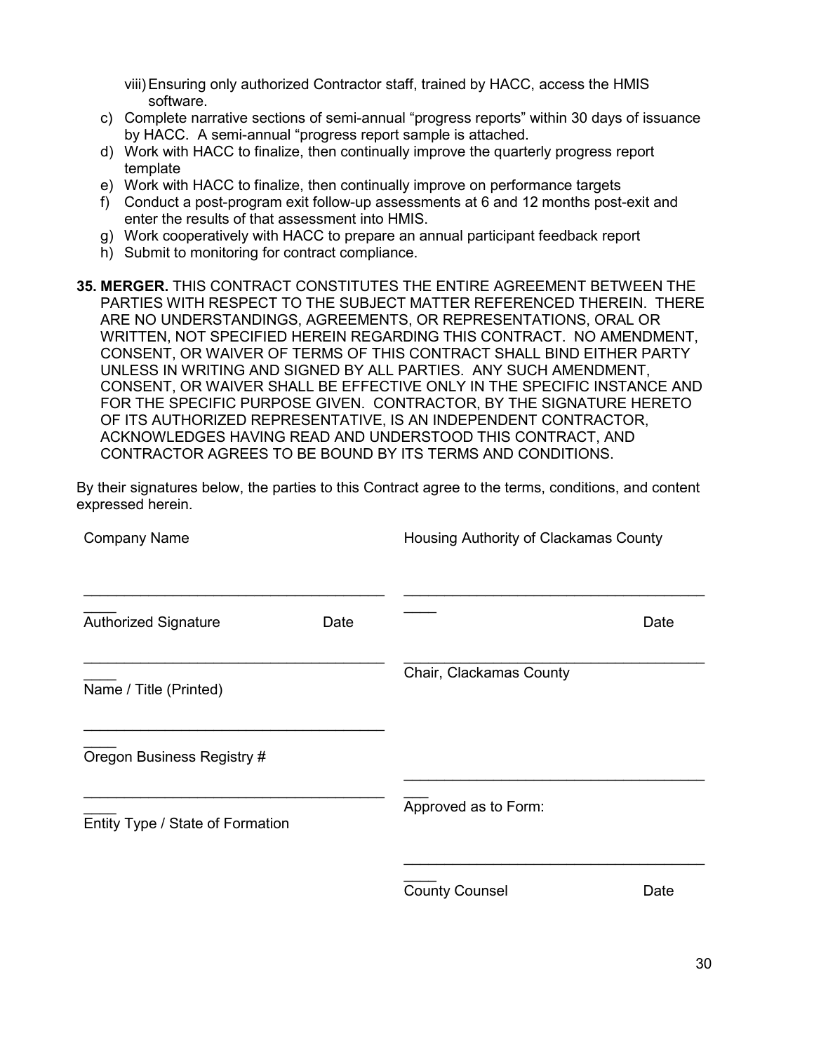viii) Ensuring only authorized Contractor staff, trained by HACC, access the HMIS software.

c) Complete narrative sections of semi-annual "progress reports" within 30 days of issuance by HACC. A semi-annual "progress report sample is attached.
d) Work with HACC to finalize, then continually improve the quarterly progress report template
e) Work with HACC to finalize, then continually improve on performance targets
f) Conduct a post-program exit follow-up assessments at 6 and 12 months post-exit and enter the results of that assessment into HMIS.
g) Work cooperatively with HACC to prepare an annual participant feedback report
h) Submit to monitoring for contract compliance.

**35. MERGER.** THIS CONTRACT CONSTITUTES THE ENTIRE AGREEMENT BETWEEN THE PARTIES WITH RESPECT TO THE SUBJECT MATTER REFERENCED THEREIN. THERE ARE NO UNDERSTANDINGS, AGREEMENTS, OR REPRESENTATIONS, ORAL OR WRITTEN, NOT SPECIFIED HEREIN REGARDING THIS CONTRACT. NO AMENDMENT, CONSENT, OR WAIVER OF TERMS OF THIS CONTRACT SHALL BIND EITHER PARTY UNLESS IN WRITING AND SIGNED BY ALL PARTIES. ANY SUCH AMENDMENT, CONSENT, OR WAIVER SHALL BE EFFECTIVE ONLY IN THE SPECIFIC INSTANCE AND FOR THE SPECIFIC PURPOSE GIVEN. CONTRACTOR, BY THE SIGNATURE HERETO OF ITS AUTHORIZED REPRESENTATIVE, IS AN INDEPENDENT CONTRACTOR, ACKNOWLEDGES HAVING READ AND UNDERSTOOD THIS CONTRACT, AND CONTRACTOR AGREES TO BE BOUND BY ITS TERMS AND CONDITIONS.

By their signatures below, the parties to this Contract agree to the terms, conditions, and content expressed herein.

| Company Name | | Housing Authority of Clackamas County | |
|---|---|---|---|
| ______________________________ | | ______________________________ | |
| Authorized Signature | Date | | Date |
| ______________________________ | | ______________________________ | |
| Name / Title (Printed) | | Chair, Clackamas County | |
| ______________________________ | | | |
| Oregon Business Registry # | | | |
| ______________________________ | | ______________________________ | |
| Entity Type / State of Formation | | Approved as to Form: | |
| | | ______________________________ | |
| | | County Counsel | Date |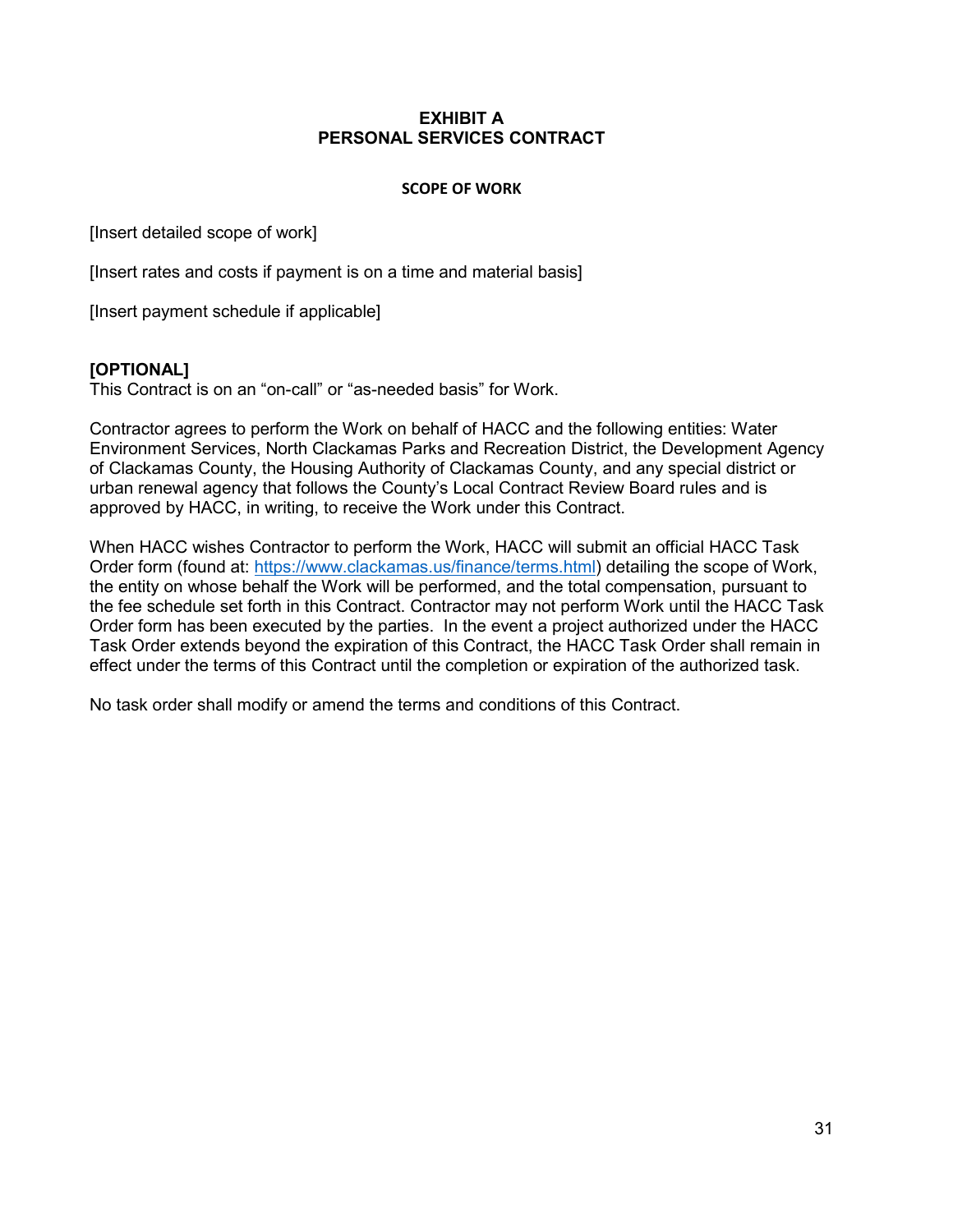# EXHIBIT A
# PERSONAL SERVICES CONTRACT

## SCOPE OF WORK

[Insert detailed scope of work]

[Insert rates and costs if payment is on a time and material basis]

[Insert payment schedule if applicable]

**[OPTIONAL]**
This Contract is on an "on-call" or "as-needed basis" for Work.

Contractor agrees to perform the Work on behalf of HACC and the following entities: Water Environment Services, North Clackamas Parks and Recreation District, the Development Agency of Clackamas County, the Housing Authority of Clackamas County, and any special district or urban renewal agency that follows the County's Local Contract Review Board rules and is approved by HACC, in writing, to receive the Work under this Contract.

When HACC wishes Contractor to perform the Work, HACC will submit an official HACC Task Order form (found at: https://www.clackamas.us/finance/terms.html) detailing the scope of Work, the entity on whose behalf the Work will be performed, and the total compensation, pursuant to the fee schedule set forth in this Contract. Contractor may not perform Work until the HACC Task Order form has been executed by the parties. In the event a project authorized under the HACC Task Order extends beyond the expiration of this Contract, the HACC Task Order shall remain in effect under the terms of this Contract until the completion or expiration of the authorized task.

No task order shall modify or amend the terms and conditions of this Contract.